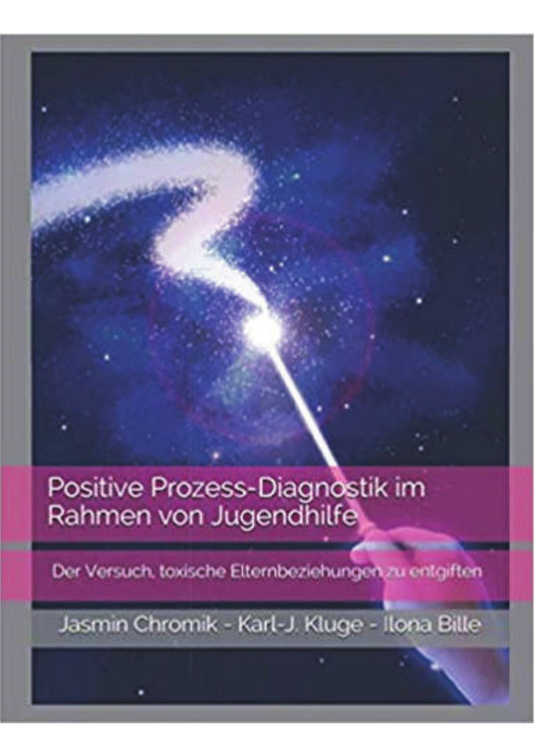# Positive Prozess-Diagnostik im Rahmen von Jugendhilfe

## Der Versuch, toxische Elternbeziehungen zu entgiften

Jasmin Chromik - Karl-J. Kluge - Ilona Bille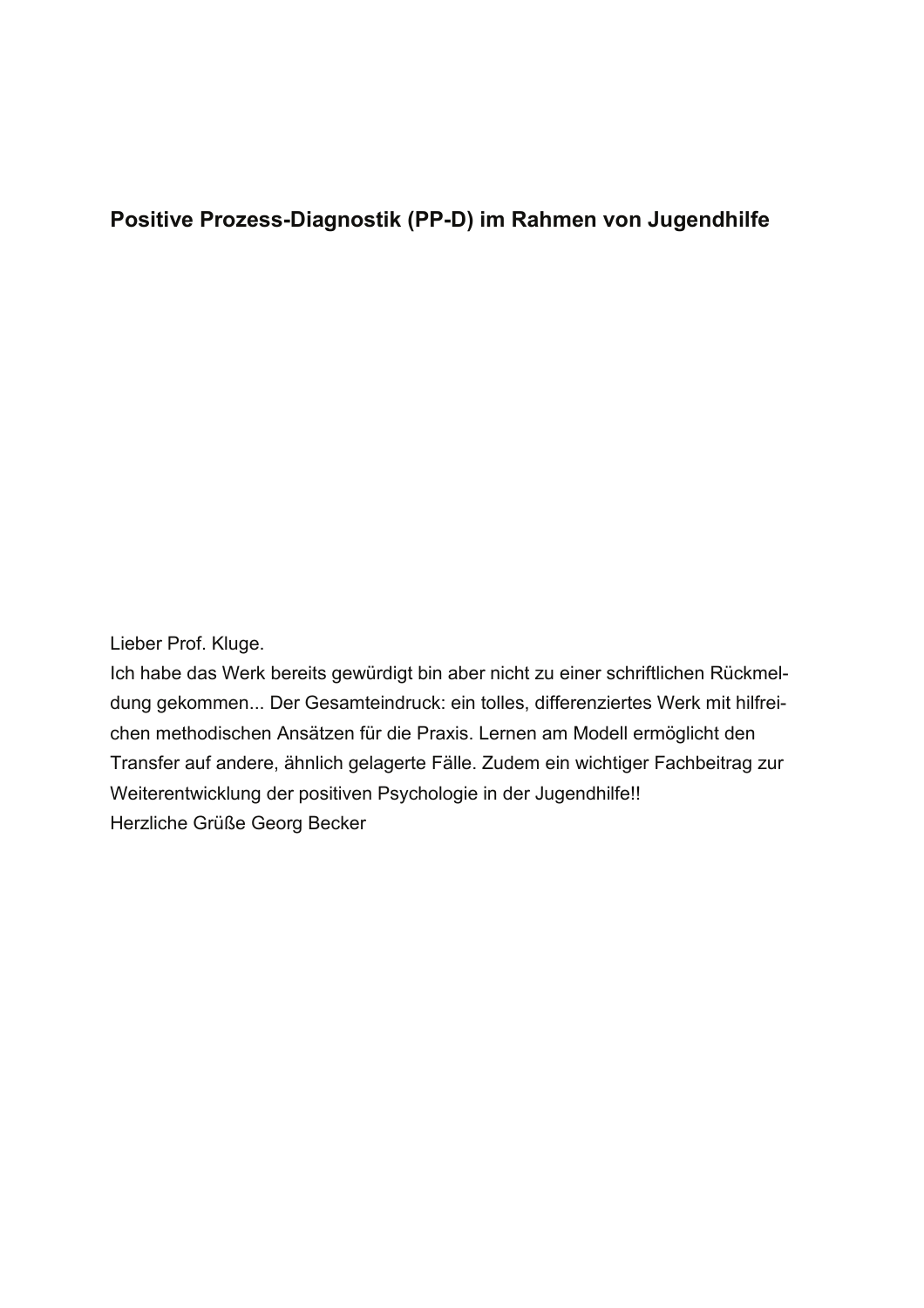**Positive Prozess-Diagnostik (PP-D) im Rahmen von Jugendhilfe**

Lieber Prof. Kluge.
Ich habe das Werk bereits gewürdigt bin aber nicht zu einer schriftlichen Rückmeldung gekommen... Der Gesamteindruck: ein tolles, differenziertes Werk mit hilfreichen methodischen Ansätzen für die Praxis. Lernen am Modell ermöglicht den Transfer auf andere, ähnlich gelagerte Fälle. Zudem ein wichtiger Fachbeitrag zur Weiterentwicklung der positiven Psychologie in der Jugendhilfe!!
Herzliche Grüße Georg Becker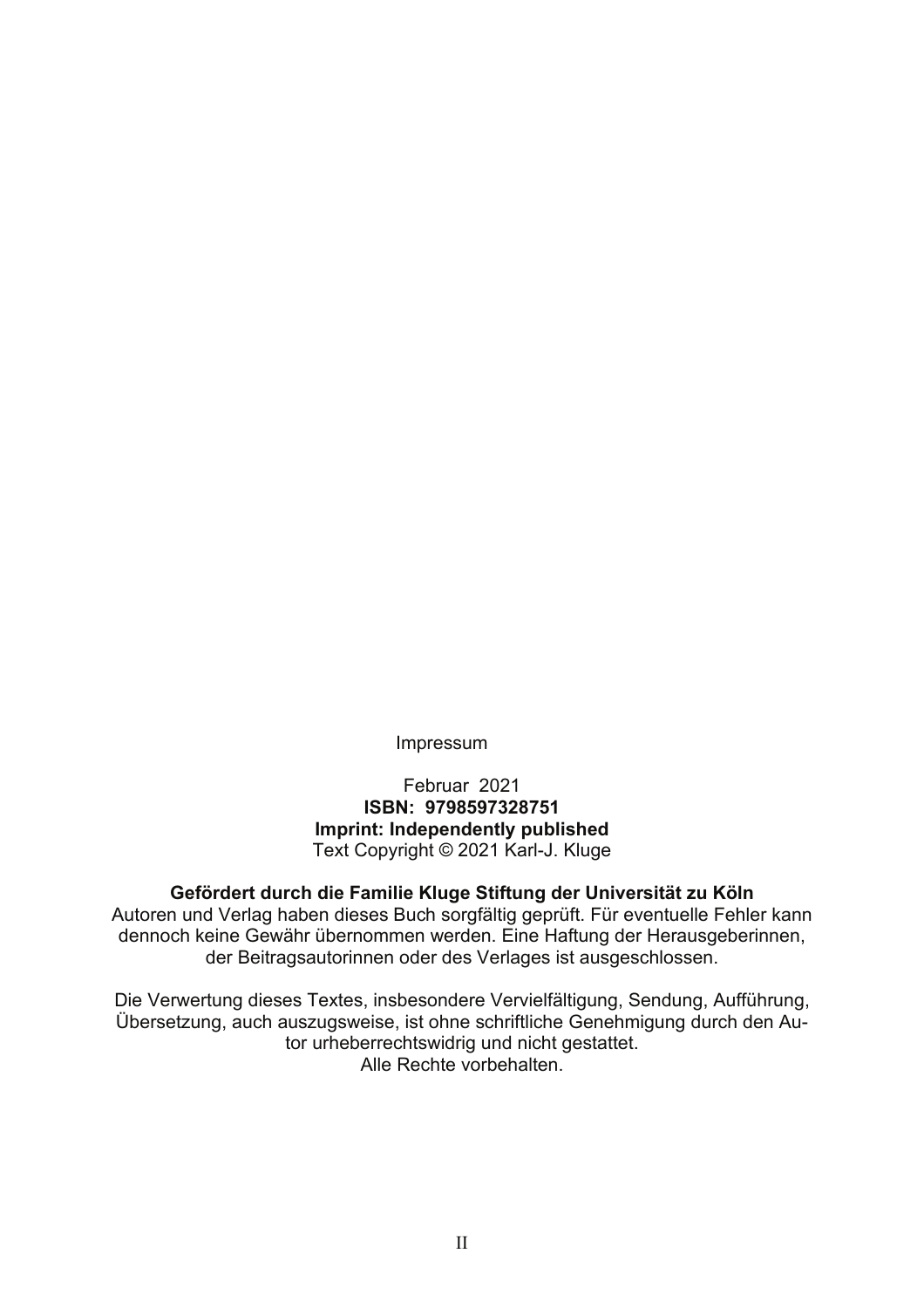Impressum

Februar 2021  
**ISBN: 9798597328751**  
**Imprint: Independently published**  
Text Copyright © 2021 Karl-J. Kluge

**Gefördert durch die Familie Kluge Stiftung der Universität zu Köln**  
Autoren und Verlag haben dieses Buch sorgfältig geprüft. Für eventuelle Fehler kann dennoch keine Gewähr übernommen werden. Eine Haftung der Herausgeberinnen, der Beitragsautorinnen oder des Verlages ist ausgeschlossen.

Die Verwertung dieses Textes, insbesondere Vervielfältigung, Sendung, Aufführung, Übersetzung, auch auszugsweise, ist ohne schriftliche Genehmigung durch den Autor urheberrechtswidrig und nicht gestattet.  
Alle Rechte vorbehalten.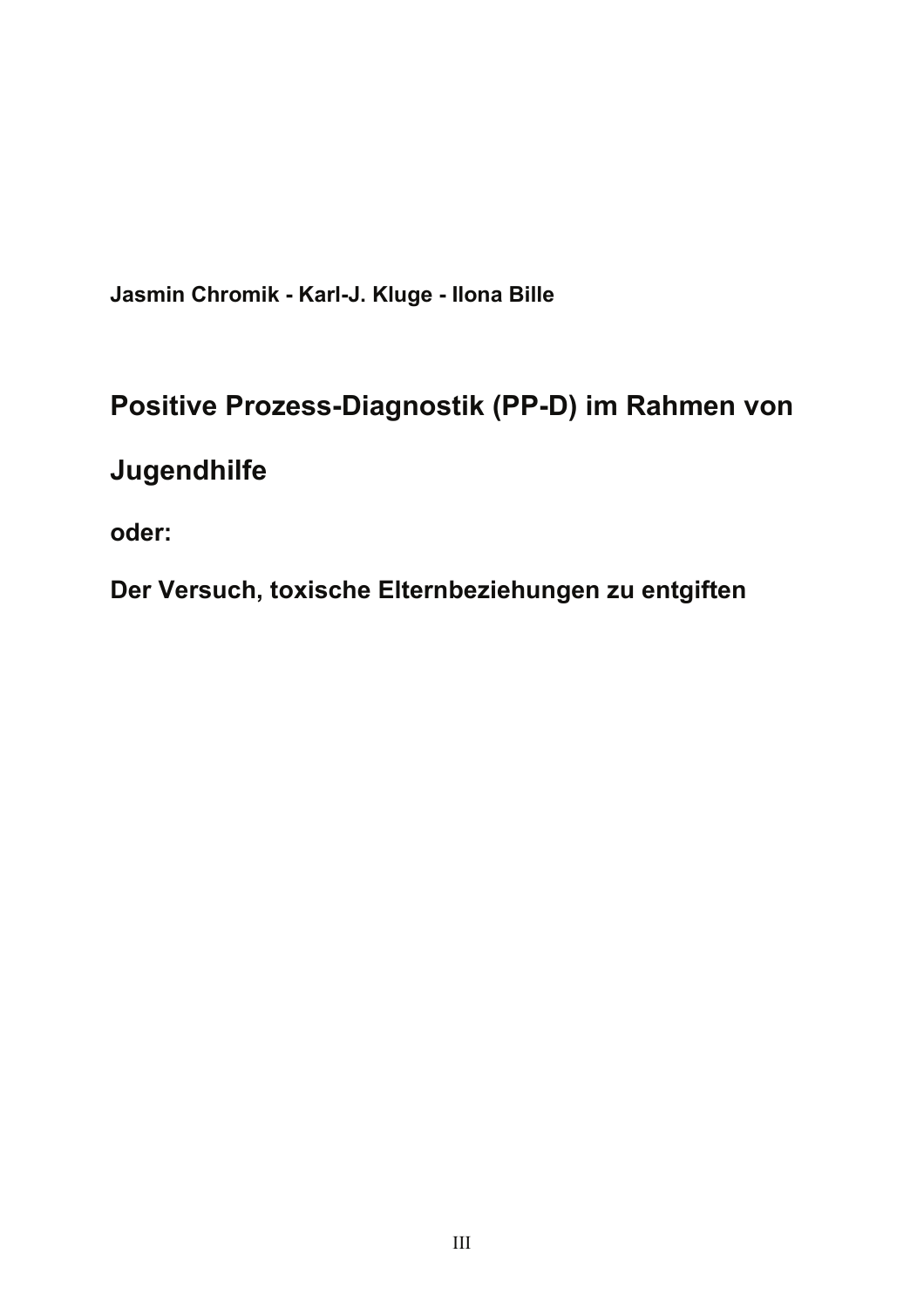**Jasmin Chromik - Karl-J. Kluge - Ilona Bille**

# Positive Prozess-Diagnostik (PP-D) im Rahmen von Jugendhilfe

## oder:

## Der Versuch, toxische Elternbeziehungen zu entgiften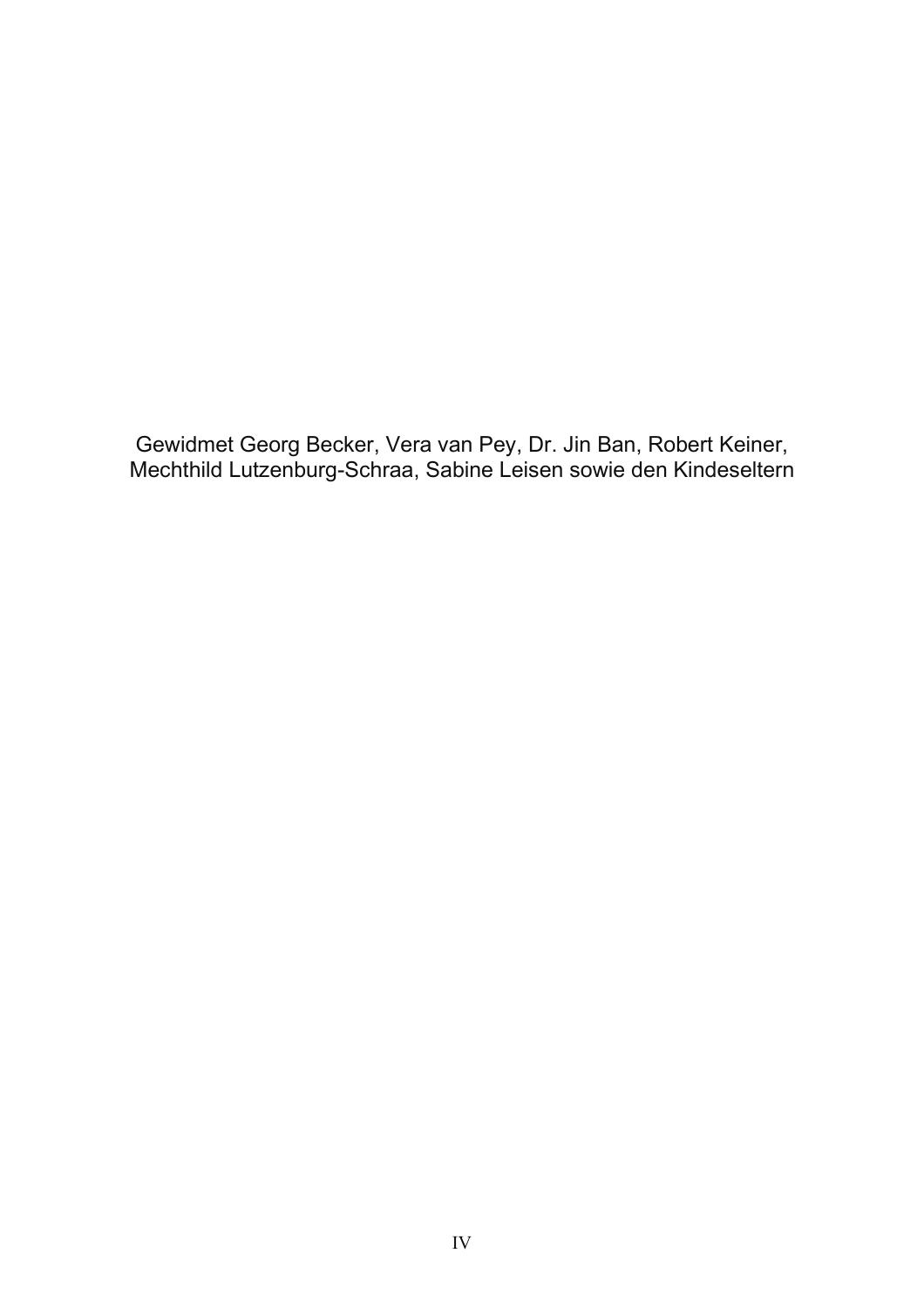Gewidmet Georg Becker, Vera van Pey, Dr. Jin Ban, Robert Keiner, Mechthild Lutzenburg-Schraa, Sabine Leisen sowie den Kindeseltern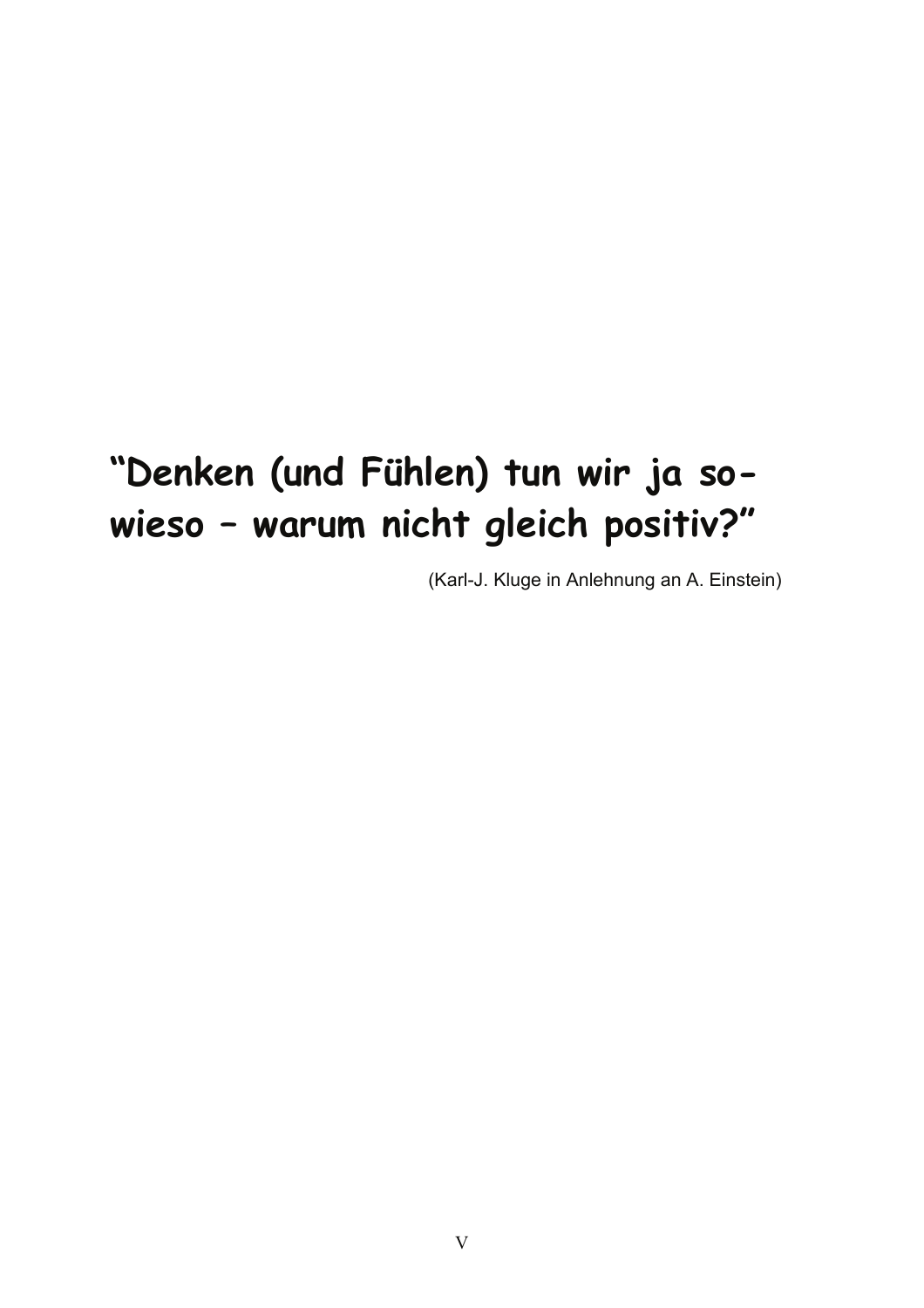**“Denken (und Fühlen) tun wir ja sowieso – warum nicht gleich positiv?”**

(Karl-J. Kluge in Anlehnung an A. Einstein)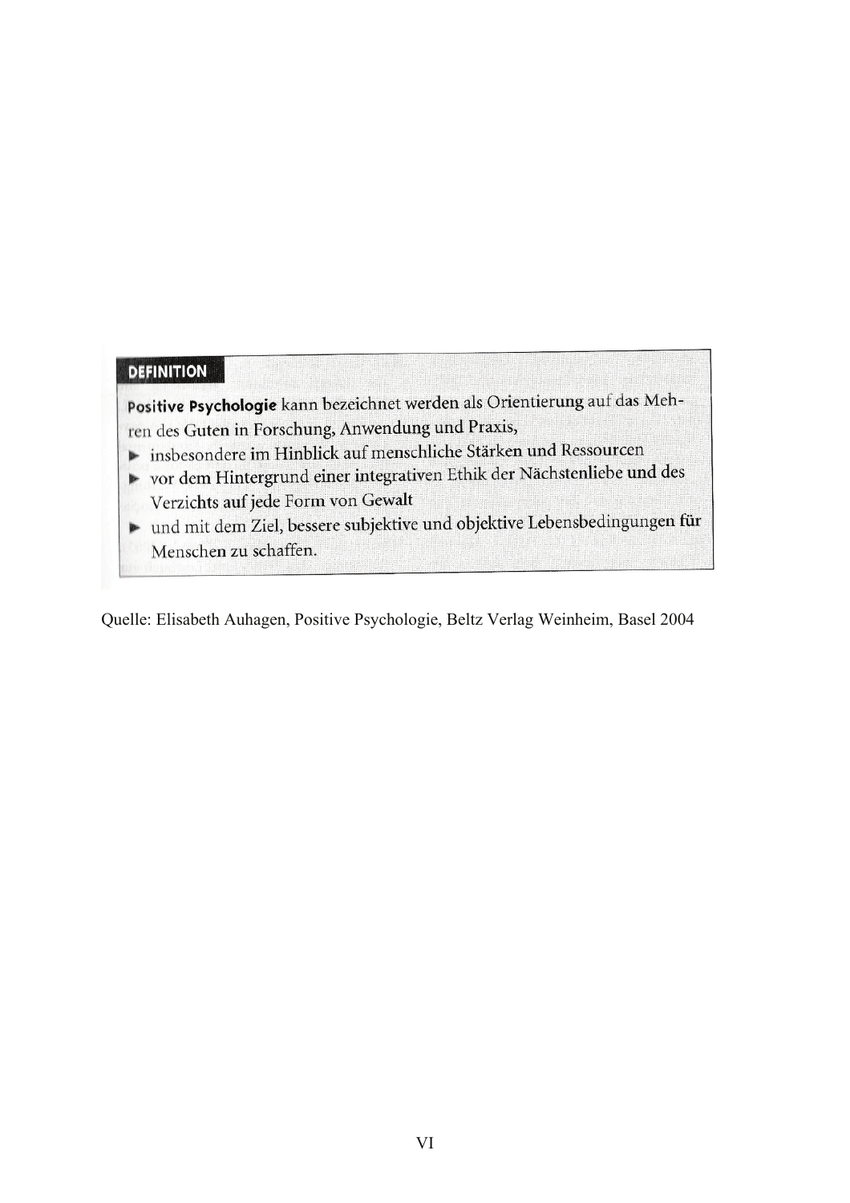**DEFINITION**

**Positive Psychologie** kann bezeichnet werden als Orientierung auf das Mehren des Guten in Forschung, Anwendung und Praxis,

- insbesondere im Hinblick auf menschliche Stärken und Ressourcen
- vor dem Hintergrund einer integrativen Ethik der Nächstenliebe und des Verzichts auf jede Form von Gewalt
- und mit dem Ziel, bessere subjektive und objektive Lebensbedingungen für Menschen zu schaffen.

Quelle: Elisabeth Auhagen, Positive Psychologie, Beltz Verlag Weinheim, Basel 2004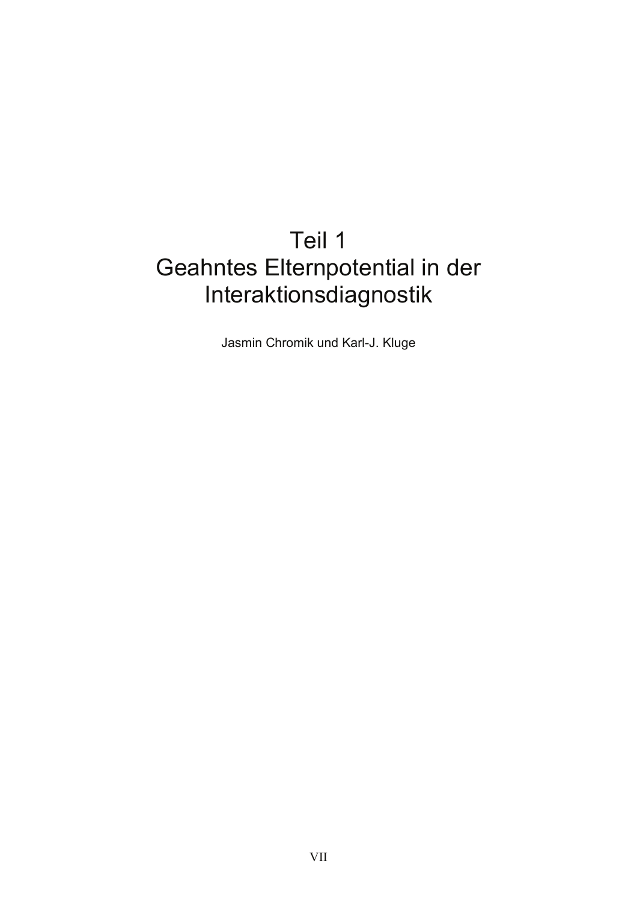# Teil 1
# Geahntes Elternpotential in der Interaktionsdiagnostik

Jasmin Chromik und Karl-J. Kluge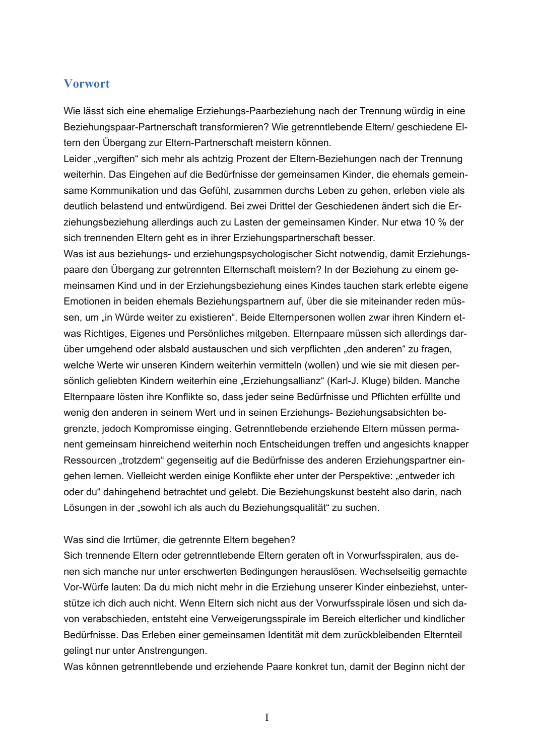## Vorwort

Wie lässt sich eine ehemalige Erziehungs-Paarbeziehung nach der Trennung würdig in eine Beziehungspaar-Partnerschaft transformieren? Wie getrenntlebende Eltern/ geschiedene Eltern den Übergang zur Eltern-Partnerschaft meistern können.

Leider „vergiften" sich mehr als achtzig Prozent der Eltern-Beziehungen nach der Trennung weiterhin. Das Eingehen auf die Bedürfnisse der gemeinsamen Kinder, die ehemals gemeinsame Kommunikation und das Gefühl, zusammen durchs Leben zu gehen, erleben viele als deutlich belastend und entwürdigend. Bei zwei Drittel der Geschiedenen ändert sich die Erziehungsbeziehung allerdings auch zu Lasten der gemeinsamen Kinder. Nur etwa 10 % der sich trennenden Eltern geht es in ihrer Erziehungspartnerschaft besser.

Was ist aus beziehungs- und erziehungspsychologischer Sicht notwendig, damit Erziehungspaare den Übergang zur getrennten Elternschaft meistern? In der Beziehung zu einem gemeinsamen Kind und in der Erziehungsbeziehung eines Kindes tauchen stark erlebte eigene Emotionen in beiden ehemals Beziehungspartnern auf, über die sie miteinander reden müssen, um „in Würde weiter zu existieren". Beide Elternpersonen wollen zwar ihren Kindern etwas Richtiges, Eigenes und Persönliches mitgeben. Elternpaare müssen sich allerdings darüber umgehend oder alsbald austauschen und sich verpflichten „den anderen" zu fragen, welche Werte wir unseren Kindern weiterhin vermitteln (wollen) und wie sie mit diesen persönlich geliebten Kindern weiterhin eine „Erziehungsallianz" (Karl-J. Kluge) bilden. Manche Elternpaare lösten ihre Konflikte so, dass jeder seine Bedürfnisse und Pflichten erfüllte und wenig den anderen in seinem Wert und in seinen Erziehungs- Beziehungsabsichten begrenzte, jedoch Kompromisse einging. Getrenntlebende erziehende Eltern müssen permanent gemeinsam hinreichend weiterhin noch Entscheidungen treffen und angesichts knapper Ressourcen „trotzdem" gegenseitig auf die Bedürfnisse des anderen Erziehungspartner eingehen lernen. Vielleicht werden einige Konflikte eher unter der Perspektive: „entweder ich oder du" dahingehend betrachtet und gelebt. Die Beziehungskunst besteht also darin, nach Lösungen in der „sowohl ich als auch du Beziehungsqualität" zu suchen.

Was sind die Irrtümer, die getrennte Eltern begehen?

Sich trennende Eltern oder getrenntlebende Eltern geraten oft in Vorwurfsspiralen, aus denen sich manche nur unter erschwerten Bedingungen herauslösen. Wechselseitig gemachte Vor-Würfe lauten: Da du mich nicht mehr in die Erziehung unserer Kinder einbeziehst, unterstütze ich dich auch nicht. Wenn Eltern sich nicht aus der Vorwurfsspirale lösen und sich davon verabschieden, entsteht eine Verweigerungsspirale im Bereich elterlicher und kindlicher Bedürfnisse. Das Erleben einer gemeinsamen Identität mit dem zurückbleibenden Elternteil gelingt nur unter Anstrengungen.

Was können getrenntlebende und erziehende Paare konkret tun, damit der Beginn nicht der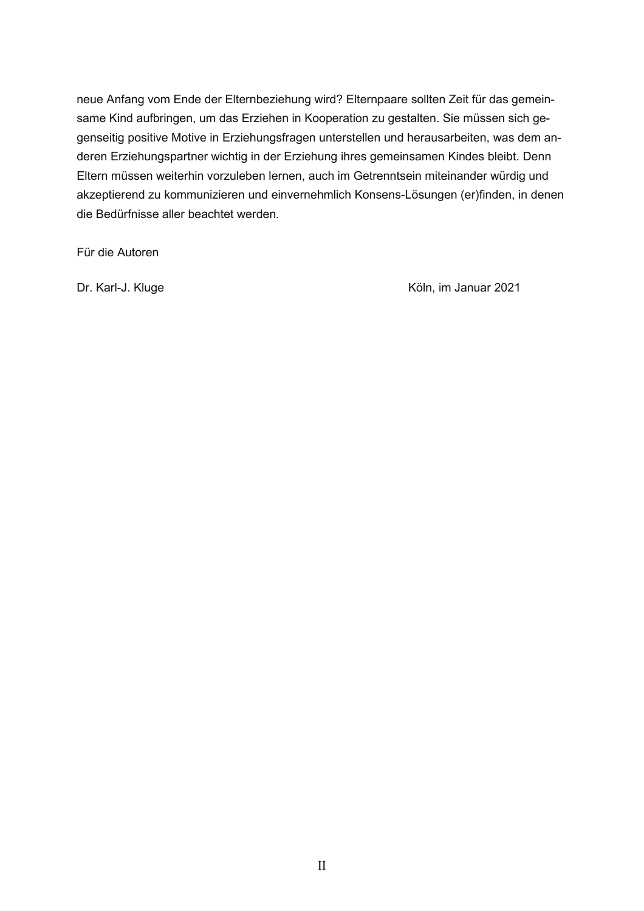neue Anfang vom Ende der Elternbeziehung wird? Elternpaare sollten Zeit für das gemeinsame Kind aufbringen, um das Erziehen in Kooperation zu gestalten. Sie müssen sich gegenseitig positive Motive in Erziehungsfragen unterstellen und herausarbeiten, was dem anderen Erziehungspartner wichtig in der Erziehung ihres gemeinsamen Kindes bleibt. Denn Eltern müssen weiterhin vorzuleben lernen, auch im Getrenntsein miteinander würdig und akzeptierend zu kommunizieren und einvernehmlich Konsens-Lösungen (er)finden, in denen die Bedürfnisse aller beachtet werden.

Für die Autoren

Dr. Karl-J. Kluge — Köln, im Januar 2021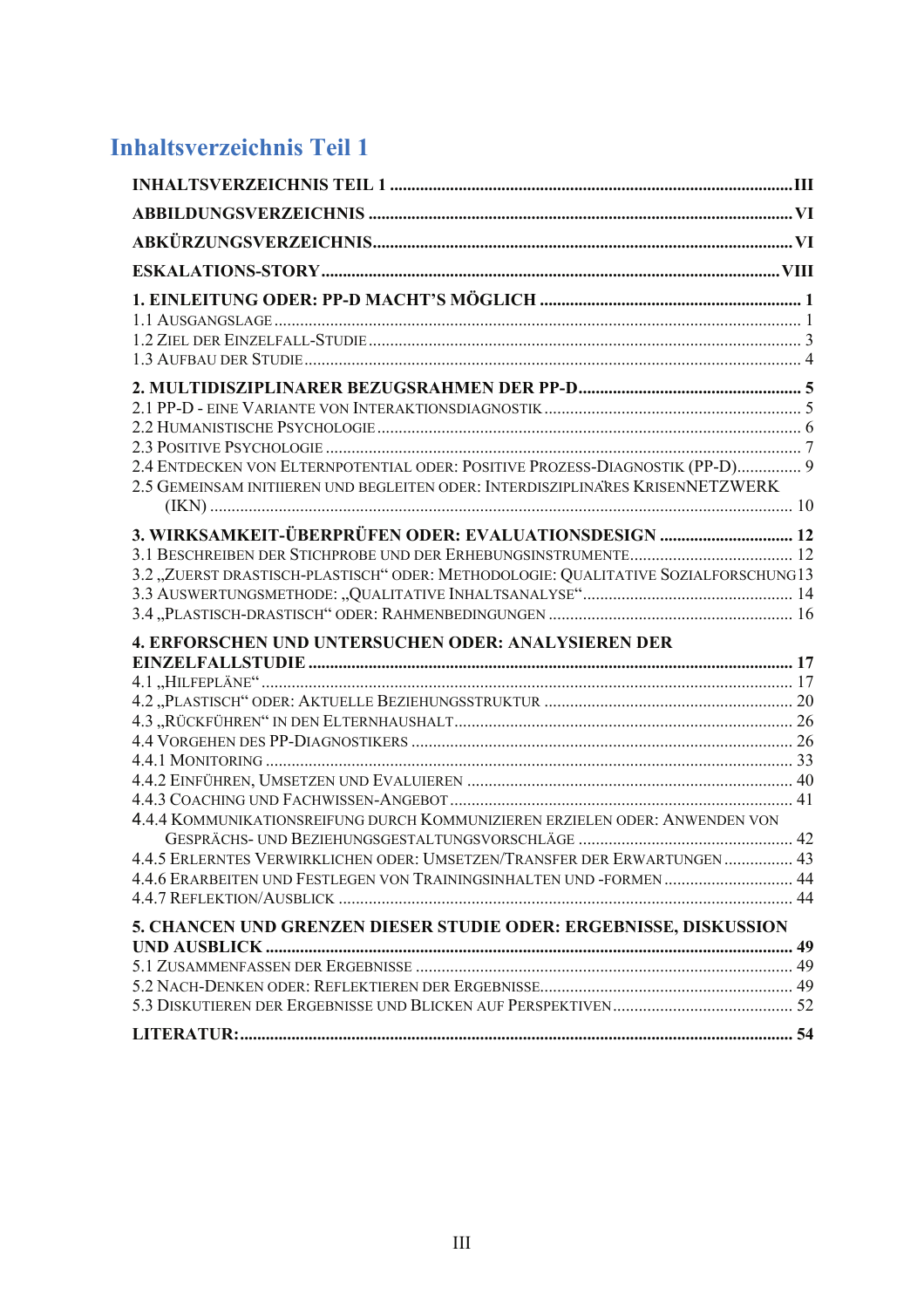# Inhaltsverzeichnis Teil 1

**INHALTSVERZEICHNIS TEIL 1** .......... III

**ABBILDUNGSVERZEICHNIS** .......... VI

**ABKÜRZUNGSVERZEICHNIS** .......... VI

**ESKALATIONS-STORY** .......... VIII

**1. EINLEITUNG ODER: PP-D MACHT'S MÖGLICH** .......... 1

1.1 AUSGANGSLAGE .......... 1

1.2 ZIEL DER EINZELFALL-STUDIE .......... 3

1.3 AUFBAU DER STUDIE .......... 4

**2. MULTIDISZIPLINARER BEZUGSRAHMEN DER PP-D** .......... 5

2.1 PP-D - EINE VARIANTE VON INTERAKTIONSDIAGNOSTIK .......... 5

2.2 HUMANISTISCHE PSYCHOLOGIE .......... 6

2.3 POSITIVE PSYCHOLOGIE .......... 7

2.4 ENTDECKEN VON ELTERNPOTENTIAL ODER: POSITIVE PROZESS-DIAGNOSTIK (PP-D) .......... 9

2.5 GEMEINSAM INITIIEREN UND BEGLEITEN ODER: INTERDISZIPLINÄRES KRISENNETZWERK (IKN) .......... 10

**3. WIRKSAMKEIT-ÜBERPRÜFEN ODER: EVALUATIONSDESIGN** .......... 12

3.1 BESCHREIBEN DER STICHPROBE UND DER ERHEBUNGSINSTRUMENTE .......... 12

3.2 „ZUERST DRASTISCH-PLASTISCH" ODER: METHODOLOGIE: QUALITATIVE SOZIALFORSCHUNG 13

3.3 AUSWERTUNGSMETHODE: „QUALITATIVE INHALTSANALYSE" .......... 14

3.4 „PLASTISCH-DRASTISCH" ODER: RAHMENBEDINGUNGEN .......... 16

**4. ERFORSCHEN UND UNTERSUCHEN ODER: ANALYSIEREN DER EINZELFALLSTUDIE** .......... 17

4.1 „HILFEPLÄNE" .......... 17

4.2 „PLASTISCH" ODER: AKTUELLE BEZIEHUNGSSTRUKTUR .......... 20

4.3 „RÜCKFÜHREN" IN DEN ELTERNHAUSHALT .......... 26

4.4 VORGEHEN DES PP-DIAGNOSTIKERS .......... 26

4.4.1 MONITORING .......... 33

4.4.2 EINFÜHREN, UMSETZEN UND EVALUIEREN .......... 40

4.4.3 COACHING UND FACHWISSEN-ANGEBOT .......... 41

4.4.4 KOMMUNIKATIONSREIFUNG DURCH KOMMUNIZIEREN ERZIELEN ODER: ANWENDEN VON GESPRÄCHS- UND BEZIEHUNGSGESTALTUNGSVORSCHLÄGE .......... 42

4.4.5 ERLERNTES VERWIRKLICHEN ODER: UMSETZEN/TRANSFER DER ERWARTUNGEN .......... 43

4.4.6 ERARBEITEN UND FESTLEGEN VON TRAININGSINHALTEN UND -FORMEN .......... 44

4.4.7 REFLEKTION/AUSBLICK .......... 44

**5. CHANCEN UND GRENZEN DIESER STUDIE ODER: ERGEBNISSE, DISKUSSION UND AUSBLICK** .......... 49

5.1 ZUSAMMENFASSEN DER ERGEBNISSE .......... 49

5.2 NACH-DENKEN ODER: REFLEKTIEREN DER ERGEBNISSE .......... 49

5.3 DISKUTIEREN DER ERGEBNISSE UND BLICKEN AUF PERSPEKTIVEN .......... 52

**LITERATUR:** .......... 54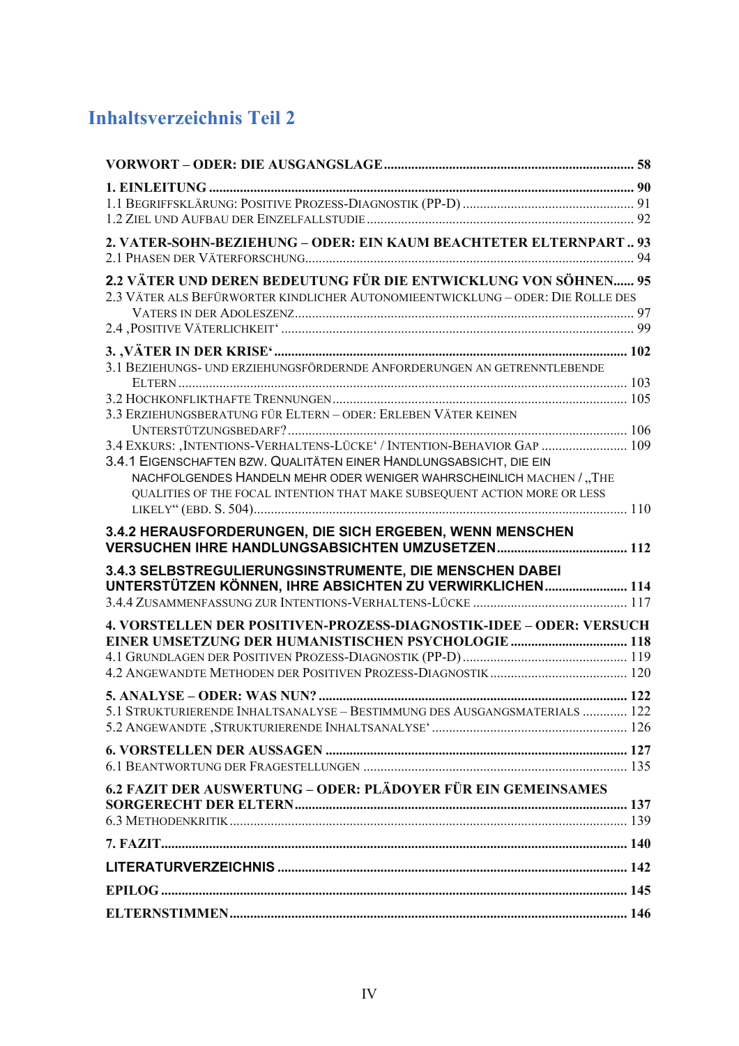# Inhaltsverzeichnis Teil 2

**VORWORT – ODER: DIE AUSGANGSLAGE** ........ **58**

**1. EINLEITUNG** ........ **90**
1.1 BEGRIFFSKLÄRUNG: POSITIVE PROZESS-DIAGNOSTIK (PP-D) ........ 91
1.2 ZIEL UND AUFBAU DER EINZELFALLSTUDIE ........ 92

**2. VATER-SOHN-BEZIEHUNG – ODER: EIN KAUM BEACHTETER ELTERNPART** .. **93**
2.1 PHASEN DER VÄTERFORSCHUNG ........ 94

**2.2 VÄTER UND DEREN BEDEUTUNG FÜR DIE ENTWICKLUNG VON SÖHNEN** ...... **95**
2.3 VÄTER ALS BEFÜRWORTER KINDLICHER AUTONOMIEENTWICKLUNG – ODER: DIE ROLLE DES VATERS IN DER ADOLESZENZ ........ 97
2.4 ‚POSITIVE VÄTERLICHKEIT‘ ........ 99

**3. ‚VÄTER IN DER KRISE‘** ........ **102**
3.1 BEZIEHUNGS- UND ERZIEHUNGSFÖRDERNDE ANFORDERUNGEN AN GETRENNTLEBENDE ELTERN ........ 103
3.2 HOCHKONFLIKTHAFTE TRENNUNGEN ........ 105
3.3 ERZIEHUNGSBERATUNG FÜR ELTERN – ODER: ERLEBEN VÄTER KEINEN UNTERSTÜTZUNGSBEDARF? ........ 106
3.4 EXKURS: ‚INTENTIONS-VERHALTENS-LÜCKE‘ / INTENTION-BEHAVIOR GAP ........ 109
3.4.1 EIGENSCHAFTEN BZW. QUALITÄTEN EINER HANDLUNGSABSICHT, DIE EIN NACHFOLGENDES HANDELN MEHR ODER WENIGER WAHRSCHEINLICH MACHEN / „THE QUALITIES OF THE FOCAL INTENTION THAT MAKE SUBSEQUENT ACTION MORE OR LESS LIKELY“ (EBD. S. 504) ........ 110

**3.4.2 HERAUSFORDERUNGEN, DIE SICH ERGEBEN, WENN MENSCHEN VERSUCHEN IHRE HANDLUNGSABSICHTEN UMZUSETZEN** ........ **112**

**3.4.3 SELBSTREGULIERUNGSINSTRUMENTE, DIE MENSCHEN DABEI UNTERSTÜTZEN KÖNNEN, IHRE ABSICHTEN ZU VERWIRKLICHEN** ........ **114**
3.4.4 ZUSAMMENFASSUNG ZUR INTENTIONS-VERHALTENS-LÜCKE ........ 117

**4. VORSTELLEN DER POSITIVEN-PROZESS-DIAGNOSTIK-IDEE – ODER: VERSUCH EINER UMSETZUNG DER HUMANISTISCHEN PSYCHOLOGIE** ........ **118**
4.1 GRUNDLAGEN DER POSITIVEN PROZESS-DIAGNOSTIK (PP-D) ........ 119
4.2 ANGEWANDTE METHODEN DER POSITIVEN PROZESS-DIAGNOSTIK ........ 120

**5. ANALYSE – ODER: WAS NUN?** ........ **122**
5.1 STRUKTURIERENDE INHALTSANALYSE – BESTIMMUNG DES AUSGANGSMATERIALS ........ 122
5.2 ANGEWANDTE ‚STRUKTURIERENDE INHALTSANALYSE‘ ........ 126

**6. VORSTELLEN DER AUSSAGEN** ........ **127**
6.1 BEANTWORTUNG DER FRAGESTELLUNGEN ........ 135

**6.2 FAZIT DER AUSWERTUNG – ODER: PLÄDOYER FÜR EIN GEMEINSAMES SORGERECHT DER ELTERN** ........ **137**
6.3 METHODENKRITIK ........ 139

**7. FAZIT** ........ **140**

**LITERATURVERZEICHNIS** ........ **142**

**EPILOG** ........ **145**

**ELTERNSTIMMEN** ........ **146**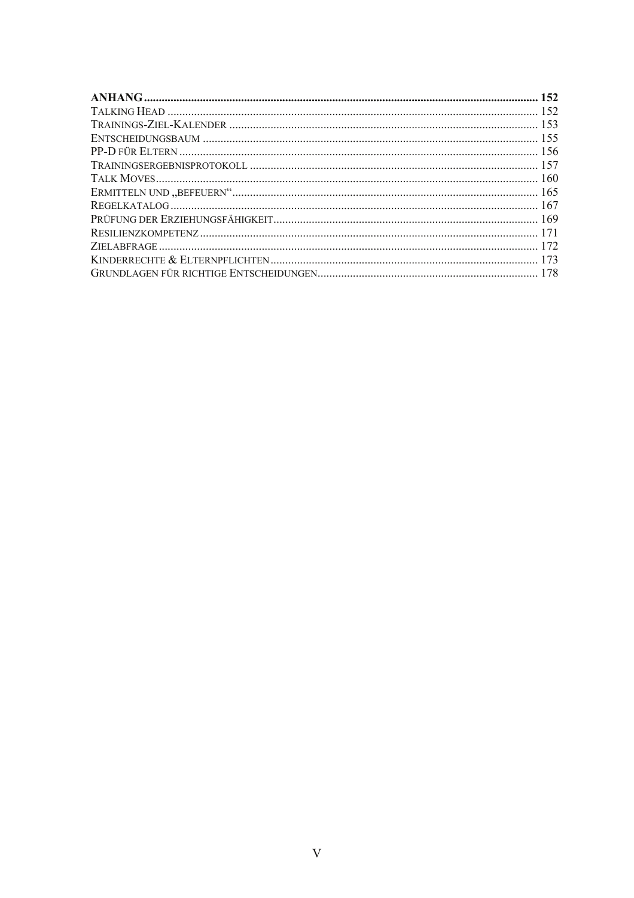**ANHANG** ..... **152**

Talking Head ..... 152

Trainings-Ziel-Kalender ..... 153

Entscheidungsbaum ..... 155

PP-D für Eltern ..... 156

Trainingsergebnisprotokoll ..... 157

Talk Moves ..... 160

Ermitteln und „befeuern“ ..... 165

Regelkatalog ..... 167

Prüfung der Erziehungsfähigkeit ..... 169

Resilienzkompetenz ..... 171

Zielabfrage ..... 172

Kinderrechte & Elternpflichten ..... 173

Grundlagen für richtige Entscheidungen ..... 178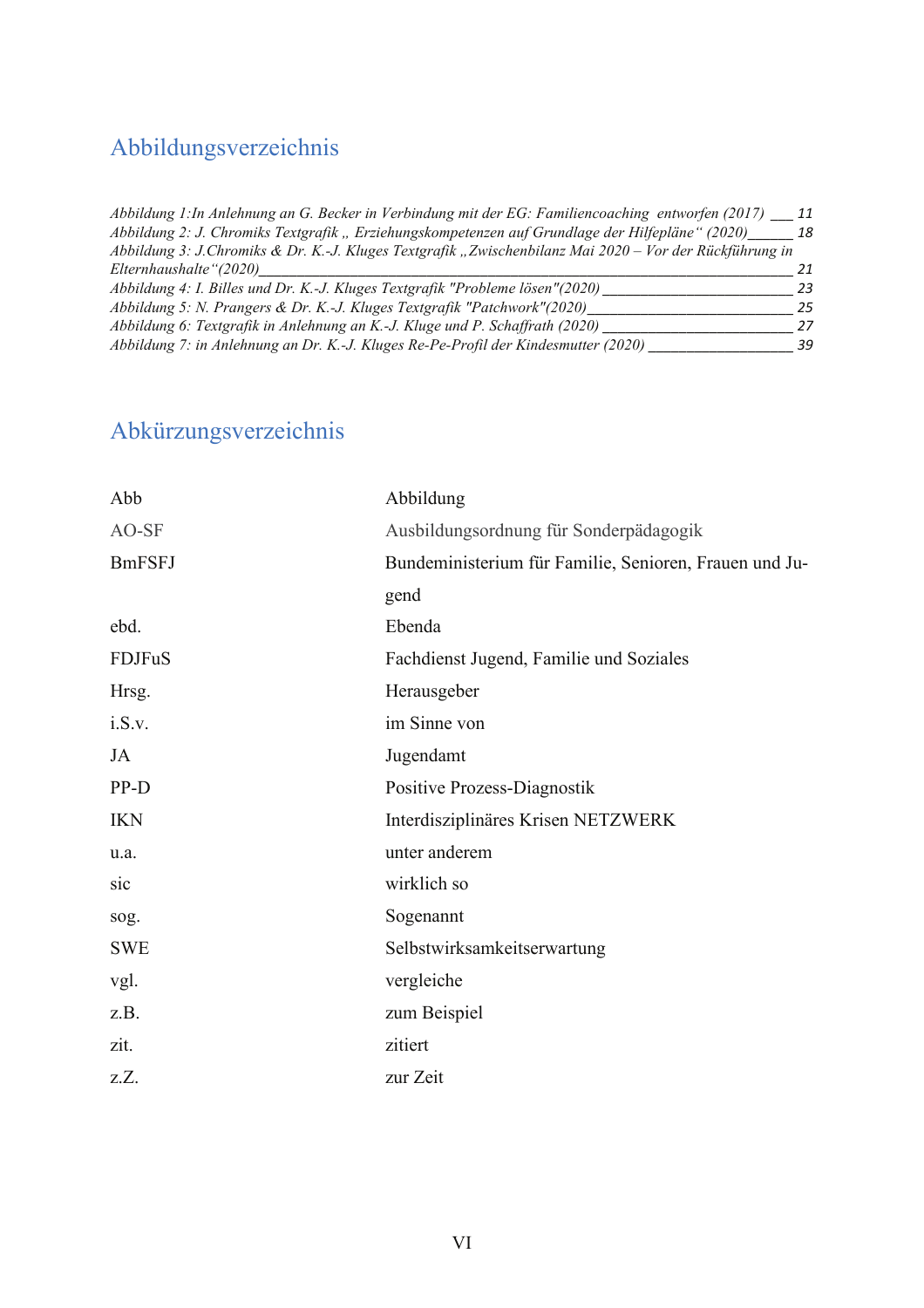## Abbildungsverzeichnis

*Abbildung 1:In Anlehnung an G. Becker in Verbindung mit der EG: Familiencoaching entworfen (2017) ___ 11*
*Abbildung 2: J. Chromiks Textgrafik „ Erziehungskompetenzen auf Grundlage der Hilfepläne“ (2020)______ 18*
*Abbildung 3: J.Chromiks & Dr. K.-J. Kluges Textgrafik „Zwischenbilanz Mai 2020 – Vor der Rückführung in Elternhaushalte“(2020)______________________________________________________________________ 21*
*Abbildung 4: I. Billes und Dr. K.-J. Kluges Textgrafik "Probleme lösen"(2020) ________________________ 23*
*Abbildung 5: N. Prangers & Dr. K.-J. Kluges Textgrafik "Patchwork"(2020)__________________________ 25*
*Abbildung 6: Textgrafik in Anlehnung an K.-J. Kluge und P. Schaffrath (2020) _______________________ 27*
*Abbildung 7: in Anlehnung an Dr. K.-J. Kluges Re-Pe-Profil der Kindesmutter (2020) __________________ 39*

## Abkürzungsverzeichnis

| | |
|---|---|
| Abb | Abbildung |
| AO-SF | Ausbildungsordnung für Sonderpädagogik |
| BmFSFJ | Bundeministerium für Familie, Senioren, Frauen und Jugend |
| ebd. | Ebenda |
| FDJFuS | Fachdienst Jugend, Familie und Soziales |
| Hrsg. | Herausgeber |
| i.S.v. | im Sinne von |
| JA | Jugendamt |
| PP-D | Positive Prozess-Diagnostik |
| IKN | Interdisziplinäres Krisen NETZWERK |
| u.a. | unter anderem |
| sic | wirklich so |
| sog. | Sogenannt |
| SWE | Selbstwirksamkeitserwartung |
| vgl. | vergleiche |
| z.B. | zum Beispiel |
| zit. | zitiert |
| z.Z. | zur Zeit |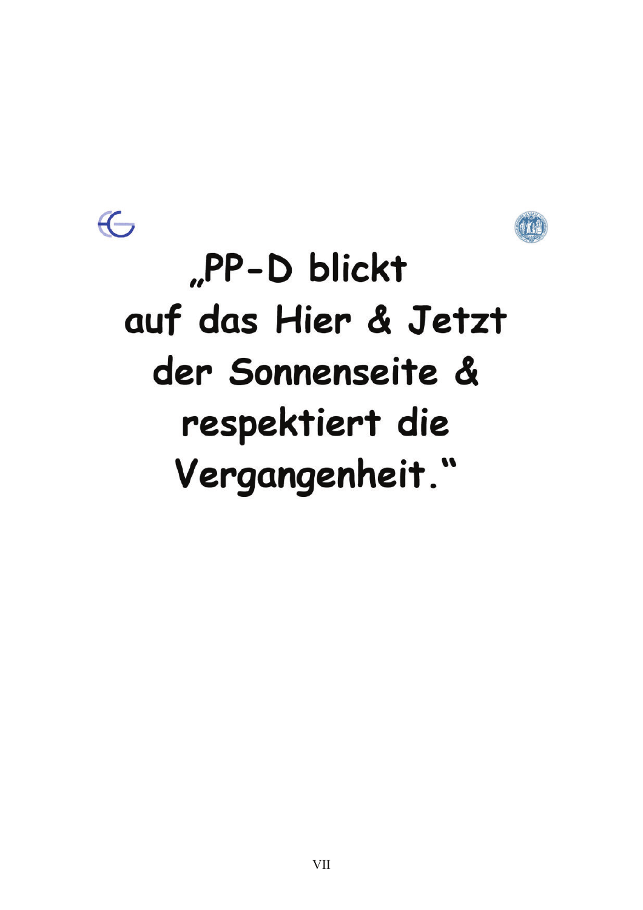„PP-D blickt auf das Hier & Jetzt der Sonnenseite & respektiert die Vergangenheit."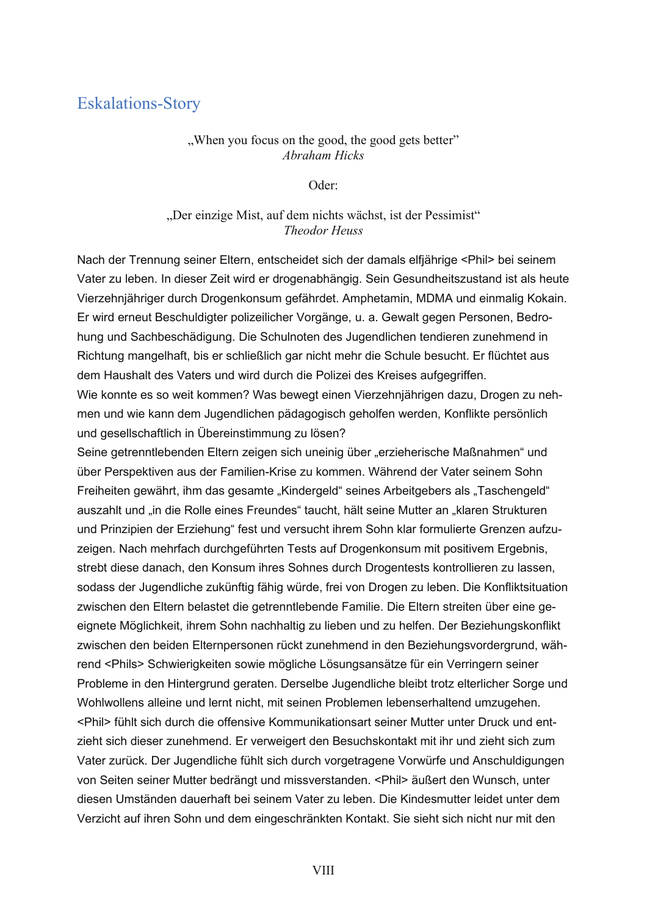## Eskalations-Story

„When you focus on the good, the good gets better"
*Abraham Hicks*

Oder:

„Der einzige Mist, auf dem nichts wächst, ist der Pessimist"
*Theodor Heuss*

Nach der Trennung seiner Eltern, entscheidet sich der damals elfjährige <Phil> bei seinem Vater zu leben. In dieser Zeit wird er drogenabhängig. Sein Gesundheitszustand ist als heute Vierzehnjähriger durch Drogenkonsum gefährdet. Amphetamin, MDMA und einmalig Kokain. Er wird erneut Beschuldigter polizeilicher Vorgänge, u. a. Gewalt gegen Personen, Bedrohung und Sachbeschädigung. Die Schulnoten des Jugendlichen tendieren zunehmend in Richtung mangelhaft, bis er schließlich gar nicht mehr die Schule besucht. Er flüchtet aus dem Haushalt des Vaters und wird durch die Polizei des Kreises aufgegriffen.
Wie konnte es so weit kommen? Was bewegt einen Vierzehnjährigen dazu, Drogen zu nehmen und wie kann dem Jugendlichen pädagogisch geholfen werden, Konflikte persönlich und gesellschaftlich in Übereinstimmung zu lösen?
Seine getrenntlebenden Eltern zeigen sich uneinig über „erzieherische Maßnahmen" und über Perspektiven aus der Familien-Krise zu kommen. Während der Vater seinem Sohn Freiheiten gewährt, ihm das gesamte „Kindergeld" seines Arbeitgebers als „Taschengeld" auszahlt und „in die Rolle eines Freundes" taucht, hält seine Mutter an „klaren Strukturen und Prinzipien der Erziehung" fest und versucht ihrem Sohn klar formulierte Grenzen aufzuzeigen. Nach mehrfach durchgeführten Tests auf Drogenkonsum mit positivem Ergebnis, strebt diese danach, den Konsum ihres Sohnes durch Drogentests kontrollieren zu lassen, sodass der Jugendliche zukünftig fähig würde, frei von Drogen zu leben. Die Konfliktsituation zwischen den Eltern belastet die getrenntlebende Familie. Die Eltern streiten über eine geeignete Möglichkeit, ihrem Sohn nachhaltig zu lieben und zu helfen. Der Beziehungskonflikt zwischen den beiden Elternpersonen rückt zunehmend in den Beziehungsvordergrund, während <Phils> Schwierigkeiten sowie mögliche Lösungsansätze für ein Verringern seiner Probleme in den Hintergrund geraten. Derselbe Jugendliche bleibt trotz elterlicher Sorge und Wohlwollens alleine und lernt nicht, mit seinen Problemen lebenserhaltend umzugehen. <Phil> fühlt sich durch die offensive Kommunikationsart seiner Mutter unter Druck und entzieht sich dieser zunehmend. Er verweigert den Besuchskontakt mit ihr und zieht sich zum Vater zurück. Der Jugendliche fühlt sich durch vorgetragene Vorwürfe und Anschuldigungen von Seiten seiner Mutter bedrängt und missverstanden. <Phil> äußert den Wunsch, unter diesen Umständen dauerhaft bei seinem Vater zu leben. Die Kindesmutter leidet unter dem Verzicht auf ihren Sohn und dem eingeschränkten Kontakt. Sie sieht sich nicht nur mit den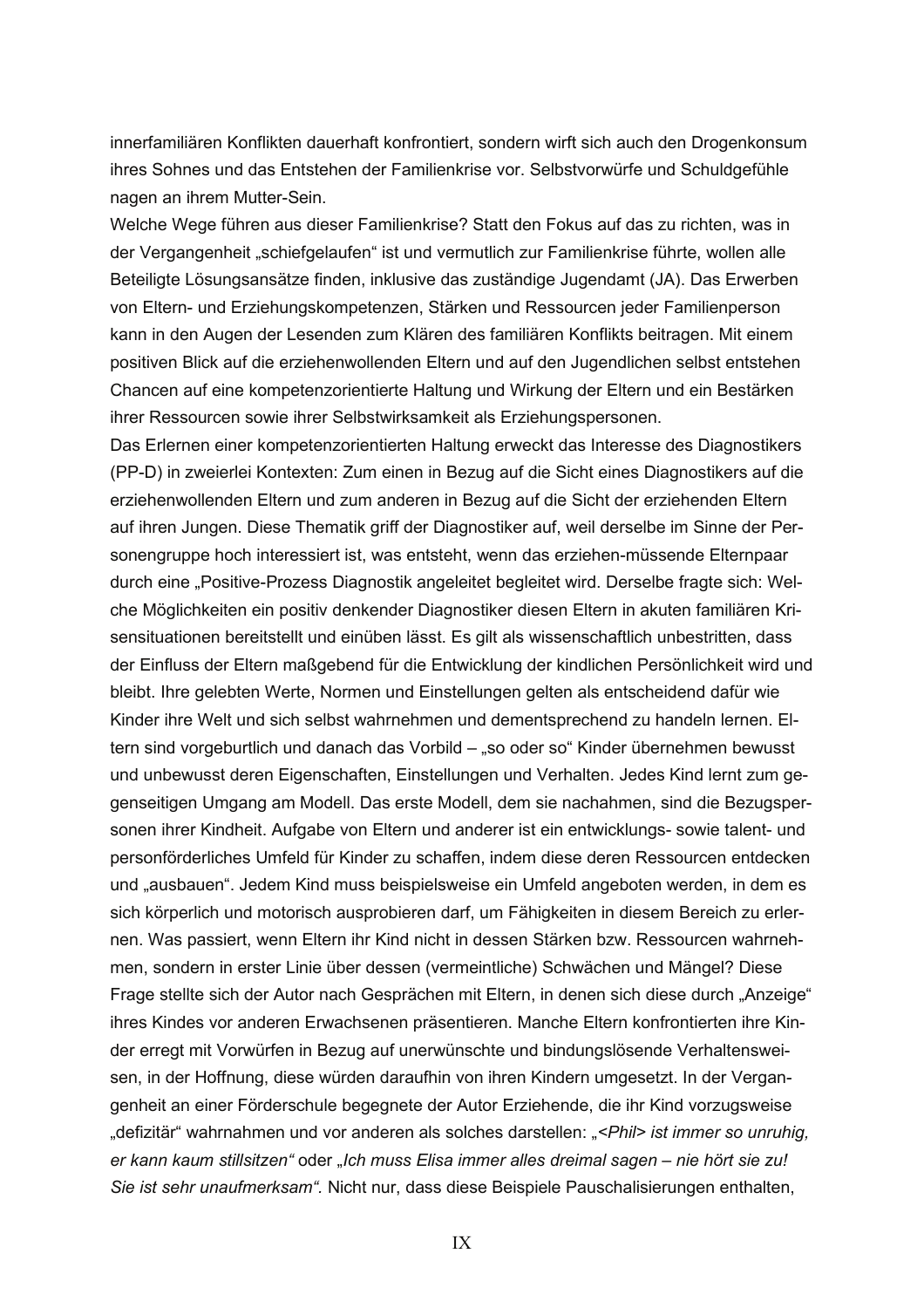innerfamiliären Konflikten dauerhaft konfrontiert, sondern wirft sich auch den Drogenkonsum ihres Sohnes und das Entstehen der Familienkrise vor. Selbstvorwürfe und Schuldgefühle nagen an ihrem Mutter-Sein.

Welche Wege führen aus dieser Familienkrise? Statt den Fokus auf das zu richten, was in der Vergangenheit „schiefgelaufen" ist und vermutlich zur Familienkrise führte, wollen alle Beteiligte Lösungsansätze finden, inklusive das zuständige Jugendamt (JA). Das Erwerben von Eltern- und Erziehungskompetenzen, Stärken und Ressourcen jeder Familienperson kann in den Augen der Lesenden zum Klären des familiären Konflikts beitragen. Mit einem positiven Blick auf die erziehenwollenden Eltern und auf den Jugendlichen selbst entstehen Chancen auf eine kompetenzorientierte Haltung und Wirkung der Eltern und ein Bestärken ihrer Ressourcen sowie ihrer Selbstwirksamkeit als Erziehungspersonen.

Das Erlernen einer kompetenzorientierten Haltung erweckt das Interesse des Diagnostikers (PP-D) in zweierlei Kontexten: Zum einen in Bezug auf die Sicht eines Diagnostikers auf die erziehenwollenden Eltern und zum anderen in Bezug auf die Sicht der erziehenden Eltern auf ihren Jungen. Diese Thematik griff der Diagnostiker auf, weil derselbe im Sinne der Personengruppe hoch interessiert ist, was entsteht, wenn das erziehen-müssende Elternpaar durch eine „Positive-Prozess Diagnostik angeleitet begleitet wird. Derselbe fragte sich: Welche Möglichkeiten ein positiv denkender Diagnostiker diesen Eltern in akuten familiären Krisensituationen bereitstellt und einüben lässt. Es gilt als wissenschaftlich unbestritten, dass der Einfluss der Eltern maßgebend für die Entwicklung der kindlichen Persönlichkeit wird und bleibt. Ihre gelebten Werte, Normen und Einstellungen gelten als entscheidend dafür wie Kinder ihre Welt und sich selbst wahrnehmen und dementsprechend zu handeln lernen. Eltern sind vorgeburtlich und danach das Vorbild – „so oder so" Kinder übernehmen bewusst und unbewusst deren Eigenschaften, Einstellungen und Verhalten. Jedes Kind lernt zum gegenseitigen Umgang am Modell. Das erste Modell, dem sie nachahmen, sind die Bezugspersonen ihrer Kindheit. Aufgabe von Eltern und anderer ist ein entwicklungs- sowie talent- und personförderliches Umfeld für Kinder zu schaffen, indem diese deren Ressourcen entdecken und „ausbauen". Jedem Kind muss beispielsweise ein Umfeld angeboten werden, in dem es sich körperlich und motorisch ausprobieren darf, um Fähigkeiten in diesem Bereich zu erlernen. Was passiert, wenn Eltern ihr Kind nicht in dessen Stärken bzw. Ressourcen wahrnehmen, sondern in erster Linie über dessen (vermeintliche) Schwächen und Mängel? Diese Frage stellte sich der Autor nach Gesprächen mit Eltern, in denen sich diese durch „Anzeige" ihres Kindes vor anderen Erwachsenen präsentieren. Manche Eltern konfrontierten ihre Kinder erregt mit Vorwürfen in Bezug auf unerwünschte und bindungslösende Verhaltensweisen, in der Hoffnung, diese würden daraufhin von ihren Kindern umgesetzt. In der Vergangenheit an einer Förderschule begegnete der Autor Erziehende, die ihr Kind vorzugsweise „defizitär" wahrnahmen und vor anderen als solches darstellen: „*<Phil> ist immer so unruhig, er kann kaum stillsitzen*" oder „*Ich muss Elisa immer alles dreimal sagen – nie hört sie zu! Sie ist sehr unaufmerksam*". Nicht nur, dass diese Beispiele Pauschalisierungen enthalten,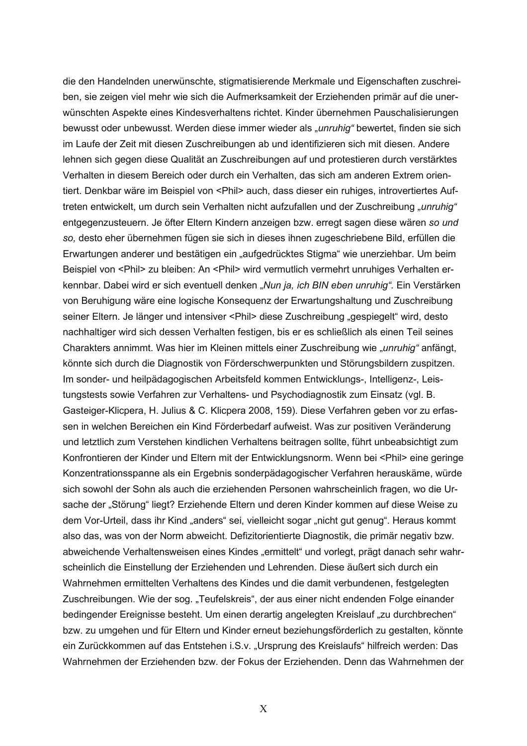die den Handelnden unerwünschte, stigmatisierende Merkmale und Eigenschaften zuschreiben, sie zeigen viel mehr wie sich die Aufmerksamkeit der Erziehenden primär auf die unerwünschten Aspekte eines Kindesverhaltens richtet. Kinder übernehmen Pauschalisierungen bewusst oder unbewusst. Werden diese immer wieder als *„unruhig“* bewertet, finden sie sich im Laufe der Zeit mit diesen Zuschreibungen ab und identifizieren sich mit diesen. Andere lehnen sich gegen diese Qualität an Zuschreibungen auf und protestieren durch verstärktes Verhalten in diesem Bereich oder durch ein Verhalten, das sich am anderen Extrem orientiert. Denkbar wäre im Beispiel von <Phil> auch, dass dieser ein ruhiges, introvertiertes Auftreten entwickelt, um durch sein Verhalten nicht aufzufallen und der Zuschreibung *„unruhig“* entgegenzusteuern. Je öfter Eltern Kindern anzeigen bzw. erregt sagen diese wären *so und so,* desto eher übernehmen fügen sie sich in dieses ihnen zugeschriebene Bild, erfüllen die Erwartungen anderer und bestätigen ein „aufgedrücktes Stigma“ wie unerziehbar. Um beim Beispiel von <Phil> zu bleiben: An <Phil> wird vermutlich vermehrt unruhiges Verhalten erkennbar. Dabei wird er sich eventuell denken *„Nun ja, ich BIN eben unruhig“.* Ein Verstärken von Beruhigung wäre eine logische Konsequenz der Erwartungshaltung und Zuschreibung seiner Eltern. Je länger und intensiver <Phil> diese Zuschreibung „gespiegelt“ wird, desto nachhaltiger wird sich dessen Verhalten festigen, bis er es schließlich als einen Teil seines Charakters annimmt. Was hier im Kleinen mittels einer Zuschreibung wie *„unruhig“* anfängt, könnte sich durch die Diagnostik von Förderschwerpunkten und Störungsbildern zuspitzen. Im sonder- und heilpädagogischen Arbeitsfeld kommen Entwicklungs-, Intelligenz-, Leistungstests sowie Verfahren zur Verhaltens- und Psychodiagnostik zum Einsatz (vgl. B. Gasteiger-Klicpera, H. Julius & C. Klicpera 2008, 159). Diese Verfahren geben vor zu erfassen in welchen Bereichen ein Kind Förderbedarf aufweist. Was zur positiven Veränderung und letztlich zum Verstehen kindlichen Verhaltens beitragen sollte, führt unbeabsichtigt zum Konfrontieren der Kinder und Eltern mit der Entwicklungsnorm. Wenn bei <Phil> eine geringe Konzentrationsspanne als ein Ergebnis sonderpädagogischer Verfahren herauskäme, würde sich sowohl der Sohn als auch die erziehenden Personen wahrscheinlich fragen, wo die Ursache der „Störung“ liegt? Erziehende Eltern und deren Kinder kommen auf diese Weise zu dem Vor-Urteil, dass ihr Kind „anders“ sei, vielleicht sogar „nicht gut genug“. Heraus kommt also das, was von der Norm abweicht. Defizitorientierte Diagnostik, die primär negativ bzw. abweichende Verhaltensweisen eines Kindes „ermittelt“ und vorlegt, prägt danach sehr wahrscheinlich die Einstellung der Erziehenden und Lehrenden. Diese äußert sich durch ein Wahrnehmen ermittelten Verhaltens des Kindes und die damit verbundenen, festgelegten Zuschreibungen. Wie der sog. „Teufelskreis“, der aus einer nicht endenden Folge einander bedingender Ereignisse besteht. Um einen derartig angelegten Kreislauf „zu durchbrechen“ bzw. zu umgehen und für Eltern und Kinder erneut beziehungsförderlich zu gestalten, könnte ein Zurückkommen auf das Entstehen i.S.v. „Ursprung des Kreislaufs“ hilfreich werden: Das Wahrnehmen der Erziehenden bzw. der Fokus der Erziehenden. Denn das Wahrnehmen der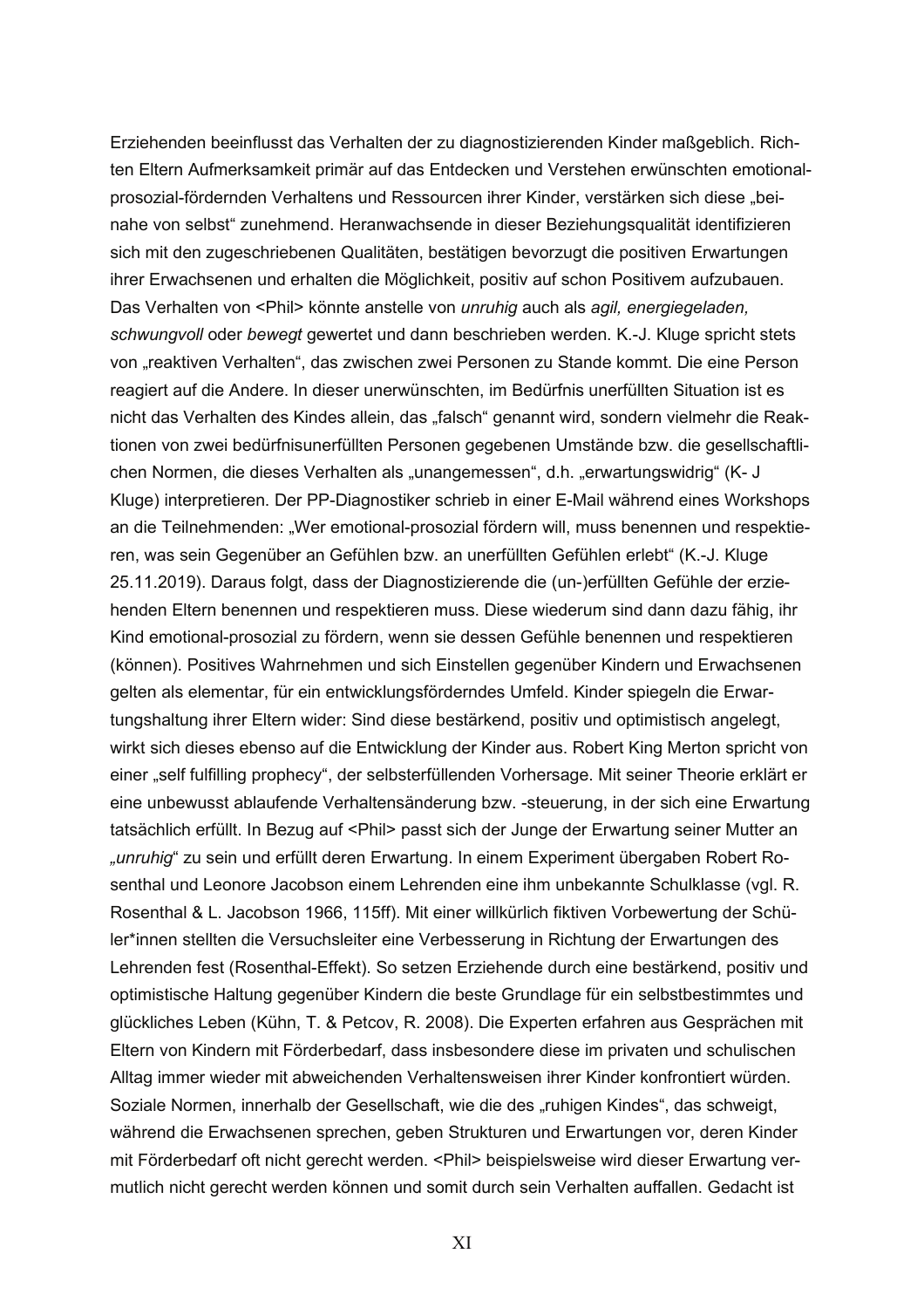Erziehenden beeinflusst das Verhalten der zu diagnostizierenden Kinder maßgeblich. Richten Eltern Aufmerksamkeit primär auf das Entdecken und Verstehen erwünschten emotional-prosozial-fördernden Verhaltens und Ressourcen ihrer Kinder, verstärken sich diese „beinahe von selbst“ zunehmend. Heranwachsende in dieser Beziehungsqualität identifizieren sich mit den zugeschriebenen Qualitäten, bestätigen bevorzugt die positiven Erwartungen ihrer Erwachsenen und erhalten die Möglichkeit, positiv auf schon Positivem aufzubauen. Das Verhalten von <Phil> könnte anstelle von *unruhig* auch als *agil, energiegeladen, schwungvoll* oder *bewegt* gewertet und dann beschrieben werden. K.-J. Kluge spricht stets von „reaktiven Verhalten“, das zwischen zwei Personen zu Stande kommt. Die eine Person reagiert auf die Andere. In dieser unerwünschten, im Bedürfnis unerfüllten Situation ist es nicht das Verhalten des Kindes allein, das „falsch“ genannt wird, sondern vielmehr die Reaktionen von zwei bedürfnisunerfüllten Personen gegebenen Umstände bzw. die gesellschaftlichen Normen, die dieses Verhalten als „unangemessen“, d.h. „erwartungswidrig“ (K- J Kluge) interpretieren. Der PP-Diagnostiker schrieb in einer E-Mail während eines Workshops an die Teilnehmenden: „Wer emotional-prosozial fördern will, muss benennen und respektieren, was sein Gegenüber an Gefühlen bzw. an unerfüllten Gefühlen erlebt“ (K.-J. Kluge 25.11.2019). Daraus folgt, dass der Diagnostizierende die (un-)erfüllten Gefühle der erziehenden Eltern benennen und respektieren muss. Diese wiederum sind dann dazu fähig, ihr Kind emotional-prosozial zu fördern, wenn sie dessen Gefühle benennen und respektieren (können). Positives Wahrnehmen und sich Einstellen gegenüber Kindern und Erwachsenen gelten als elementar, für ein entwicklungsförderndes Umfeld. Kinder spiegeln die Erwartungshaltung ihrer Eltern wider: Sind diese bestärkend, positiv und optimistisch angelegt, wirkt sich dieses ebenso auf die Entwicklung der Kinder aus. Robert King Merton spricht von einer „self fulfilling prophecy“, der selbsterfüllenden Vorhersage. Mit seiner Theorie erklärt er eine unbewusst ablaufende Verhaltensänderung bzw. -steuerung, in der sich eine Erwartung tatsächlich erfüllt. In Bezug auf <Phil> passt sich der Junge der Erwartung seiner Mutter an *„unruhig“* zu sein und erfüllt deren Erwartung. In einem Experiment übergaben Robert Rosenthal und Leonore Jacobson einem Lehrenden eine ihm unbekannte Schulklasse (vgl. R. Rosenthal & L. Jacobson 1966, 115ff). Mit einer willkürlich fiktiven Vorbewertung der Schüler*innen stellten die Versuchsleiter eine Verbesserung in Richtung der Erwartungen des Lehrenden fest (Rosenthal-Effekt). So setzen Erziehende durch eine bestärkend, positiv und optimistische Haltung gegenüber Kindern die beste Grundlage für ein selbstbestimmtes und glückliches Leben (Kühn, T. & Petcov, R. 2008). Die Experten erfahren aus Gesprächen mit Eltern von Kindern mit Förderbedarf, dass insbesondere diese im privaten und schulischen Alltag immer wieder mit abweichenden Verhaltensweisen ihrer Kinder konfrontiert würden. Soziale Normen, innerhalb der Gesellschaft, wie die des „ruhigen Kindes“, das schweigt, während die Erwachsenen sprechen, geben Strukturen und Erwartungen vor, deren Kinder mit Förderbedarf oft nicht gerecht werden. <Phil> beispielsweise wird dieser Erwartung vermutlich nicht gerecht werden können und somit durch sein Verhalten auffallen. Gedacht ist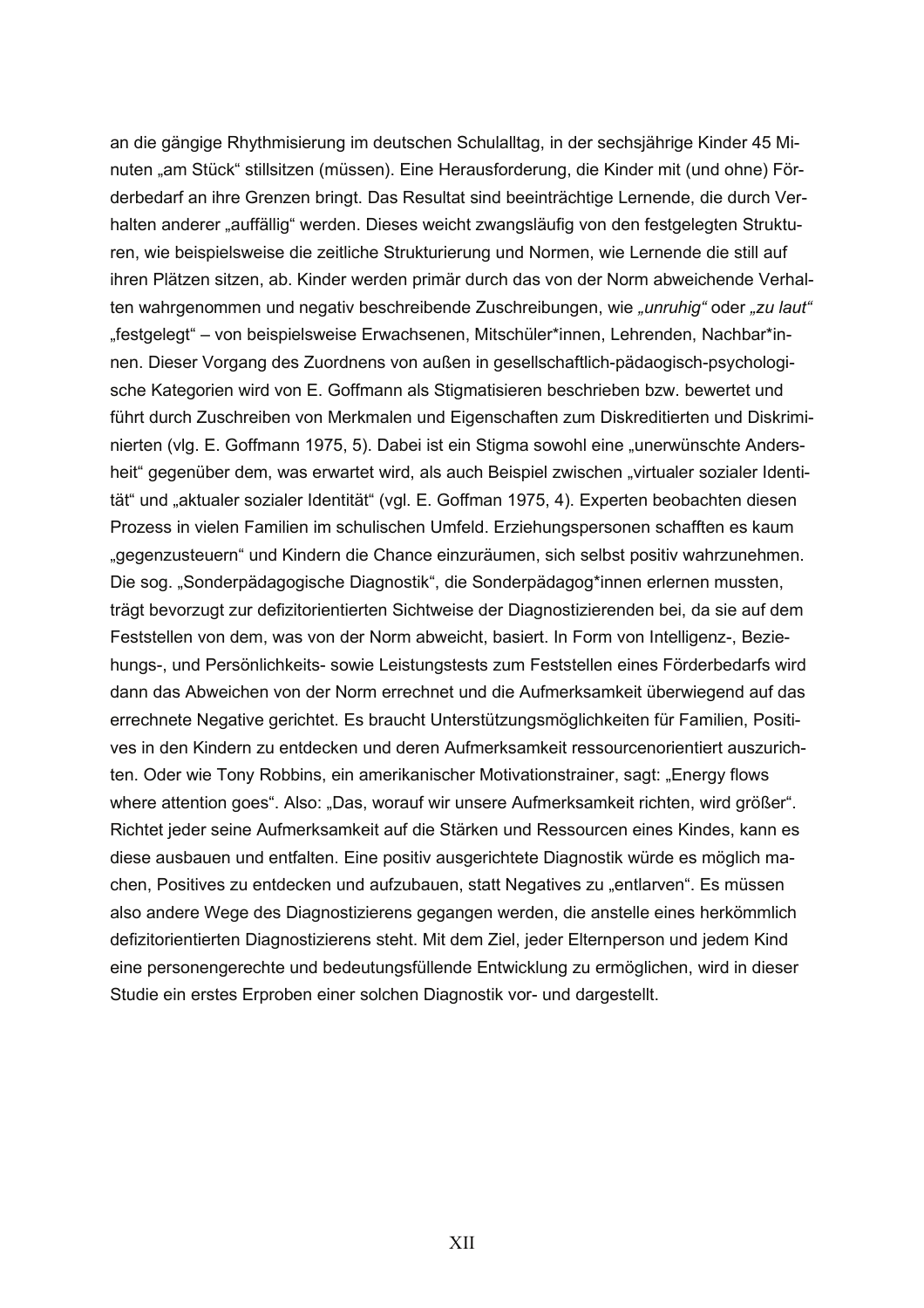an die gängige Rhythmisierung im deutschen Schulalltag, in der sechsjährige Kinder 45 Minuten „am Stück" stillsitzen (müssen). Eine Herausforderung, die Kinder mit (und ohne) Förderbedarf an ihre Grenzen bringt. Das Resultat sind beeinträchtige Lernende, die durch Verhalten anderer „auffällig" werden. Dieses weicht zwangsläufig von den festgelegten Strukturen, wie beispielsweise die zeitliche Strukturierung und Normen, wie Lernende die still auf ihren Plätzen sitzen, ab. Kinder werden primär durch das von der Norm abweichende Verhalten wahrgenommen und negativ beschreibende Zuschreibungen, wie *„unruhig"* oder *„zu laut"* „festgelegt" – von beispielsweise Erwachsenen, Mitschüler*innen, Lehrenden, Nachbar*innen. Dieser Vorgang des Zuordnens von außen in gesellschaftlich-pädaogisch-psychologische Kategorien wird von E. Goffmann als Stigmatisieren beschrieben bzw. bewertet und führt durch Zuschreiben von Merkmalen und Eigenschaften zum Diskreditierten und Diskriminierten (vlg. E. Goffmann 1975, 5). Dabei ist ein Stigma sowohl eine „unerwünschte Andersheit" gegenüber dem, was erwartet wird, als auch Beispiel zwischen „virtualer sozialer Identität" und „aktualer sozialer Identität" (vgl. E. Goffman 1975, 4). Experten beobachten diesen Prozess in vielen Familien im schulischen Umfeld. Erziehungspersonen schafften es kaum „gegenzusteuern" und Kindern die Chance einzuräumen, sich selbst positiv wahrzunehmen. Die sog. „Sonderpädagogische Diagnostik", die Sonderpädagog*innen erlernen mussten, trägt bevorzugt zur defizitorientierten Sichtweise der Diagnostizierenden bei, da sie auf dem Feststellen von dem, was von der Norm abweicht, basiert. In Form von Intelligenz-, Beziehungs-, und Persönlichkeits- sowie Leistungstests zum Feststellen eines Förderbedarfs wird dann das Abweichen von der Norm errechnet und die Aufmerksamkeit überwiegend auf das errechnete Negative gerichtet. Es braucht Unterstützungsmöglichkeiten für Familien, Positives in den Kindern zu entdecken und deren Aufmerksamkeit ressourcenorientiert auszurichten. Oder wie Tony Robbins, ein amerikanischer Motivationstrainer, sagt: „Energy flows where attention goes". Also: „Das, worauf wir unsere Aufmerksamkeit richten, wird größer". Richtet jeder seine Aufmerksamkeit auf die Stärken und Ressourcen eines Kindes, kann es diese ausbauen und entfalten. Eine positiv ausgerichtete Diagnostik würde es möglich machen, Positives zu entdecken und aufzubauen, statt Negatives zu „entlarven". Es müssen also andere Wege des Diagnostizierens gegangen werden, die anstelle eines herkömmlich defizitorientierten Diagnostizierens steht. Mit dem Ziel, jeder Elternperson und jedem Kind eine personengerechte und bedeutungsfüllende Entwicklung zu ermöglichen, wird in dieser Studie ein erstes Erproben einer solchen Diagnostik vor- und dargestellt.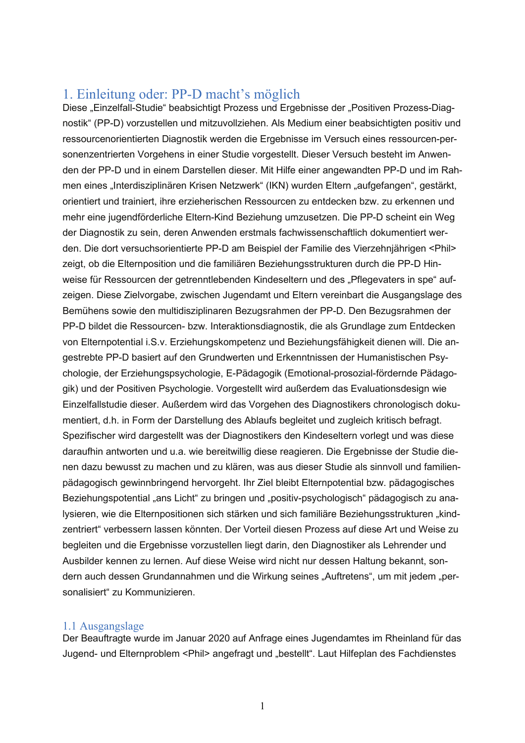# 1. Einleitung oder: PP-D macht's möglich

Diese „Einzelfall-Studie" beabsichtigt Prozess und Ergebnisse der „Positiven Prozess-Diagnostik" (PP-D) vorzustellen und mitzuvollziehen. Als Medium einer beabsichtigten positiv und ressourcenorientierten Diagnostik werden die Ergebnisse im Versuch eines ressourcen-personenzentrierten Vorgehens in einer Studie vorgestellt. Dieser Versuch besteht im Anwenden der PP-D und in einem Darstellen dieser. Mit Hilfe einer angewandten PP-D und im Rahmen eines „Interdisziplinären Krisen Netzwerk" (IKN) wurden Eltern „aufgefangen", gestärkt, orientiert und trainiert, ihre erzieherischen Ressourcen zu entdecken bzw. zu erkennen und mehr eine jugendförderliche Eltern-Kind Beziehung umzusetzen. Die PP-D scheint ein Weg der Diagnostik zu sein, deren Anwenden erstmals fachwissenschaftlich dokumentiert werden. Die dort versuchsorientierte PP-D am Beispiel der Familie des Vierzehnjährigen <Phil> zeigt, ob die Elternposition und die familiären Beziehungsstrukturen durch die PP-D Hinweise für Ressourcen der getrenntlebenden Kindeseltern und des „Pflegevaters in spe" aufzeigen. Diese Zielvorgabe, zwischen Jugendamt und Eltern vereinbart die Ausgangslage des Bemühens sowie den multidisziplinaren Bezugsrahmen der PP-D. Den Bezugsrahmen der PP-D bildet die Ressourcen- bzw. Interaktionsdiagnostik, die als Grundlage zum Entdecken von Elternpotential i.S.v. Erziehungskompetenz und Beziehungsfähigkeit dienen will. Die angestrebte PP-D basiert auf den Grundwerten und Erkenntnissen der Humanistischen Psychologie, der Erziehungspsychologie, E-Pädagogik (Emotional-prosozial-fördernde Pädagogik) und der Positiven Psychologie. Vorgestellt wird außerdem das Evaluationsdesign wie Einzelfallstudie dieser. Außerdem wird das Vorgehen des Diagnostikers chronologisch dokumentiert, d.h. in Form der Darstellung des Ablaufs begleitet und zugleich kritisch befragt. Spezifischer wird dargestellt was der Diagnostikers den Kindeseltern vorlegt und was diese daraufhin antworten und u.a. wie bereitwillig diese reagieren. Die Ergebnisse der Studie dienen dazu bewusst zu machen und zu klären, was aus dieser Studie als sinnvoll und familienpädagogisch gewinnbringend hervorgeht. Ihr Ziel bleibt Elternpotential bzw. pädagogisches Beziehungspotential „ans Licht" zu bringen und „positiv-psychologisch" pädagogisch zu analysieren, wie die Elternpositionen sich stärken und sich familiäre Beziehungsstrukturen „kindzentriert" verbessern lassen könnten. Der Vorteil diesen Prozess auf diese Art und Weise zu begleiten und die Ergebnisse vorzustellen liegt darin, den Diagnostiker als Lehrender und Ausbilder kennen zu lernen. Auf diese Weise wird nicht nur dessen Haltung bekannt, sondern auch dessen Grundannahmen und die Wirkung seines „Auftretens", um mit jedem „personalisiert" zu Kommunizieren.

## 1.1 Ausgangslage

Der Beauftragte wurde im Januar 2020 auf Anfrage eines Jugendamtes im Rheinland für das Jugend- und Elternproblem <Phil> angefragt und „bestellt". Laut Hilfeplan des Fachdienstes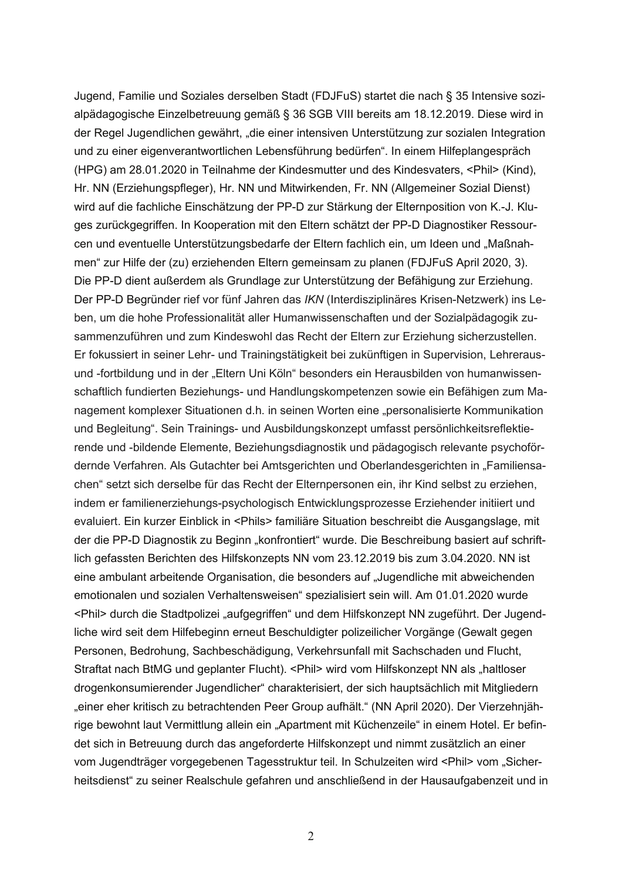Jugend, Familie und Soziales derselben Stadt (FDJFuS) startet die nach § 35 Intensive sozialpädagogische Einzelbetreuung gemäß § 36 SGB VIII bereits am 18.12.2019. Diese wird in der Regel Jugendlichen gewährt, „die einer intensiven Unterstützung zur sozialen Integration und zu einer eigenverantwortlichen Lebensführung bedürfen“. In einem Hilfeplangespräch (HPG) am 28.01.2020 in Teilnahme der Kindesmutter und des Kindesvaters, <Phil> (Kind), Hr. NN (Erziehungspfleger), Hr. NN und Mitwirkenden, Fr. NN (Allgemeiner Sozial Dienst) wird auf die fachliche Einschätzung der PP-D zur Stärkung der Elternposition von K.-J. Kluges zurückgegriffen. In Kooperation mit den Eltern schätzt der PP-D Diagnostiker Ressourcen und eventuelle Unterstützungsbedarfe der Eltern fachlich ein, um Ideen und „Maßnahmen“ zur Hilfe der (zu) erziehenden Eltern gemeinsam zu planen (FDJFuS April 2020, 3). Die PP-D dient außerdem als Grundlage zur Unterstützung der Befähigung zur Erziehung. Der PP-D Begründer rief vor fünf Jahren das *IKN* (Interdisziplinäres Krisen-Netzwerk) ins Leben, um die hohe Professionalität aller Humanwissenschaften und der Sozialpädagogik zusammenzuführen und zum Kindeswohl das Recht der Eltern zur Erziehung sicherzustellen. Er fokussiert in seiner Lehr- und Trainingstätigkeit bei zukünftigen in Supervision, Lehreraus- und -fortbildung und in der „Eltern Uni Köln“ besonders ein Herausbilden von humanwissenschaftlich fundierten Beziehungs- und Handlungskompetenzen sowie ein Befähigen zum Management komplexer Situationen d.h. in seinen Worten eine „personalisierte Kommunikation und Begleitung“. Sein Trainings- und Ausbildungskonzept umfasst persönlichkeitsreflektierende und -bildende Elemente, Beziehungsdiagnostik und pädagogisch relevante psychofördernde Verfahren. Als Gutachter bei Amtsgerichten und Oberlandesgerichten in „Familiensachen“ setzt sich derselbe für das Recht der Elternpersonen ein, ihr Kind selbst zu erziehen, indem er familienerziehungs-psychologisch Entwicklungsprozesse Erziehender initiiert und evaluiert. Ein kurzer Einblick in <Phils> familiäre Situation beschreibt die Ausgangslage, mit der die PP-D Diagnostik zu Beginn „konfrontiert“ wurde. Die Beschreibung basiert auf schriftlich gefassten Berichten des Hilfskonzepts NN vom 23.12.2019 bis zum 3.04.2020. NN ist eine ambulant arbeitende Organisation, die besonders auf „Jugendliche mit abweichenden emotionalen und sozialen Verhaltensweisen“ spezialisiert sein will. Am 01.01.2020 wurde <Phil> durch die Stadtpolizei „aufgegriffen“ und dem Hilfskonzept NN zugeführt. Der Jugendliche wird seit dem Hilfebeginn erneut Beschuldigter polizeilicher Vorgänge (Gewalt gegen Personen, Bedrohung, Sachbeschädigung, Verkehrsunfall mit Sachschaden und Flucht, Straftat nach BtMG und geplanter Flucht). <Phil> wird vom Hilfskonzept NN als „haltloser drogenkonsumierender Jugendlicher“ charakterisiert, der sich hauptsächlich mit Mitgliedern „einer eher kritisch zu betrachtenden Peer Group aufhält.“ (NN April 2020). Der Vierzehnjährige bewohnt laut Vermittlung allein ein „Apartment mit Küchenzeile“ in einem Hotel. Er befindet sich in Betreuung durch das angeforderte Hilfskonzept und nimmt zusätzlich an einer vom Jugendträger vorgegebenen Tagesstruktur teil. In Schulzeiten wird <Phil> vom „Sicherheitsdienst“ zu seiner Realschule gefahren und anschließend in der Hausaufgabenzeit und in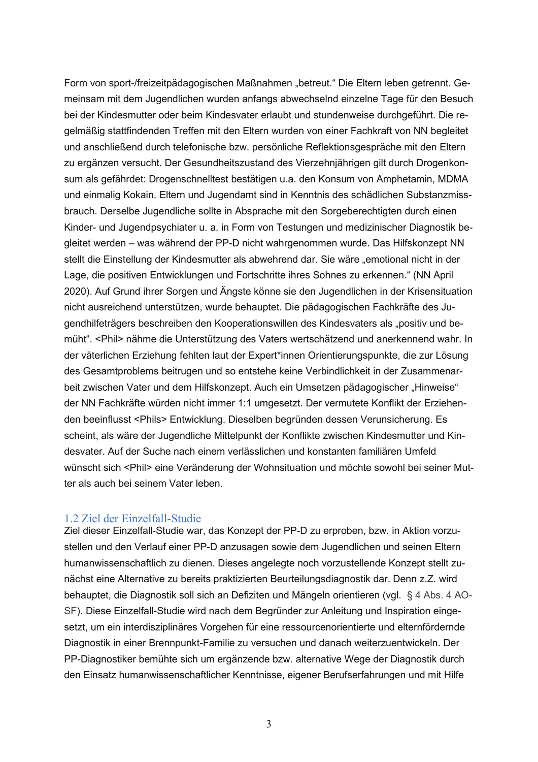Form von sport-/freizeitpädagogischen Maßnahmen „betreut." Die Eltern leben getrennt. Gemeinsam mit dem Jugendlichen wurden anfangs abwechselnd einzelne Tage für den Besuch bei der Kindesmutter oder beim Kindesvater erlaubt und stundenweise durchgeführt. Die regelmäßig stattfindenden Treffen mit den Eltern wurden von einer Fachkraft von NN begleitet und anschließend durch telefonische bzw. persönliche Reflektionsgespräche mit den Eltern zu ergänzen versucht. Der Gesundheitszustand des Vierzehnjährigen gilt durch Drogenkonsum als gefährdet: Drogenschnelltest bestätigen u.a. den Konsum von Amphetamin, MDMA und einmalig Kokain. Eltern und Jugendamt sind in Kenntnis des schädlichen Substanzmissbrauch. Derselbe Jugendliche sollte in Absprache mit den Sorgeberechtigten durch einen Kinder- und Jugendpsychiater u. a. in Form von Testungen und medizinischer Diagnostik begleitet werden – was während der PP-D nicht wahrgenommen wurde. Das Hilfskonzept NN stellt die Einstellung der Kindesmutter als abwehrend dar. Sie wäre „emotional nicht in der Lage, die positiven Entwicklungen und Fortschritte ihres Sohnes zu erkennen." (NN April 2020). Auf Grund ihrer Sorgen und Ängste könne sie den Jugendlichen in der Krisensituation nicht ausreichend unterstützen, wurde behauptet. Die pädagogischen Fachkräfte des Jugendhilfeträgers beschreiben den Kooperationswillen des Kindesvaters als „positiv und bemüht". <Phil> nähme die Unterstützung des Vaters wertschätzend und anerkennend wahr. In der väterlichen Erziehung fehlten laut der Expert*innen Orientierungspunkte, die zur Lösung des Gesamtproblems beitrugen und so entstehe keine Verbindlichkeit in der Zusammenarbeit zwischen Vater und dem Hilfskonzept. Auch ein Umsetzen pädagogischer „Hinweise" der NN Fachkräfte würden nicht immer 1:1 umgesetzt. Der vermutete Konflikt der Erziehenden beeinflusst <Phils> Entwicklung. Dieselben begründen dessen Verunsicherung. Es scheint, als wäre der Jugendliche Mittelpunkt der Konflikte zwischen Kindesmutter und Kindesvater. Auf der Suche nach einem verlässlichen und konstanten familiären Umfeld wünscht sich <Phil> eine Veränderung der Wohnsituation und möchte sowohl bei seiner Mutter als auch bei seinem Vater leben.

## 1.2 Ziel der Einzelfall-Studie

Ziel dieser Einzelfall-Studie war, das Konzept der PP-D zu erproben, bzw. in Aktion vorzustellen und den Verlauf einer PP-D anzusagen sowie dem Jugendlichen und seinen Eltern humanwissenschaftlich zu dienen. Dieses angelegte noch vorzustellende Konzept stellt zunächst eine Alternative zu bereits praktizierten Beurteilungsdiagnostik dar. Denn z.Z. wird behauptet, die Diagnostik soll sich an Defiziten und Mängeln orientieren (vgl. § 4 Abs. 4 AO-SF). Diese Einzelfall-Studie wird nach dem Begründer zur Anleitung und Inspiration eingesetzt, um ein interdisziplinäres Vorgehen für eine ressourcenorientierte und elternfördernde Diagnostik in einer Brennpunkt-Familie zu versuchen und danach weiterzuentwickeln. Der PP-Diagnostiker bemühte sich um ergänzende bzw. alternative Wege der Diagnostik durch den Einsatz humanwissenschaftlicher Kenntnisse, eigener Berufserfahrungen und mit Hilfe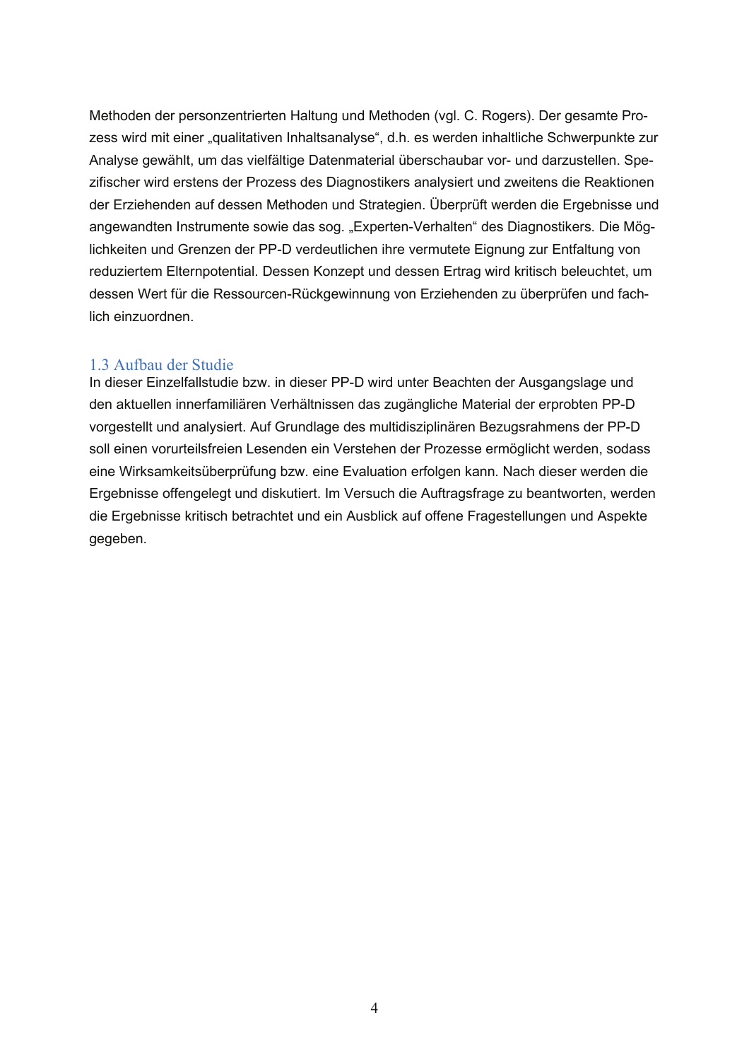Methoden der personzentrierten Haltung und Methoden (vgl. C. Rogers). Der gesamte Prozess wird mit einer „qualitativen Inhaltsanalyse", d.h. es werden inhaltliche Schwerpunkte zur Analyse gewählt, um das vielfältige Datenmaterial überschaubar vor- und darzustellen. Spezifischer wird erstens der Prozess des Diagnostikers analysiert und zweitens die Reaktionen der Erziehenden auf dessen Methoden und Strategien. Überprüft werden die Ergebnisse und angewandten Instrumente sowie das sog. „Experten-Verhalten" des Diagnostikers. Die Möglichkeiten und Grenzen der PP-D verdeutlichen ihre vermutete Eignung zur Entfaltung von reduziertem Elternpotential. Dessen Konzept und dessen Ertrag wird kritisch beleuchtet, um dessen Wert für die Ressourcen-Rückgewinnung von Erziehenden zu überprüfen und fachlich einzuordnen.

## 1.3 Aufbau der Studie

In dieser Einzelfallstudie bzw. in dieser PP-D wird unter Beachten der Ausgangslage und den aktuellen innerfamiliären Verhältnissen das zugängliche Material der erprobten PP-D vorgestellt und analysiert. Auf Grundlage des multidisziplinären Bezugsrahmens der PP-D soll einen vorurteilsfreien Lesenden ein Verstehen der Prozesse ermöglicht werden, sodass eine Wirksamkeitsüberprüfung bzw. eine Evaluation erfolgen kann. Nach dieser werden die Ergebnisse offengelegt und diskutiert. Im Versuch die Auftragsfrage zu beantworten, werden die Ergebnisse kritisch betrachtet und ein Ausblick auf offene Fragestellungen und Aspekte gegeben.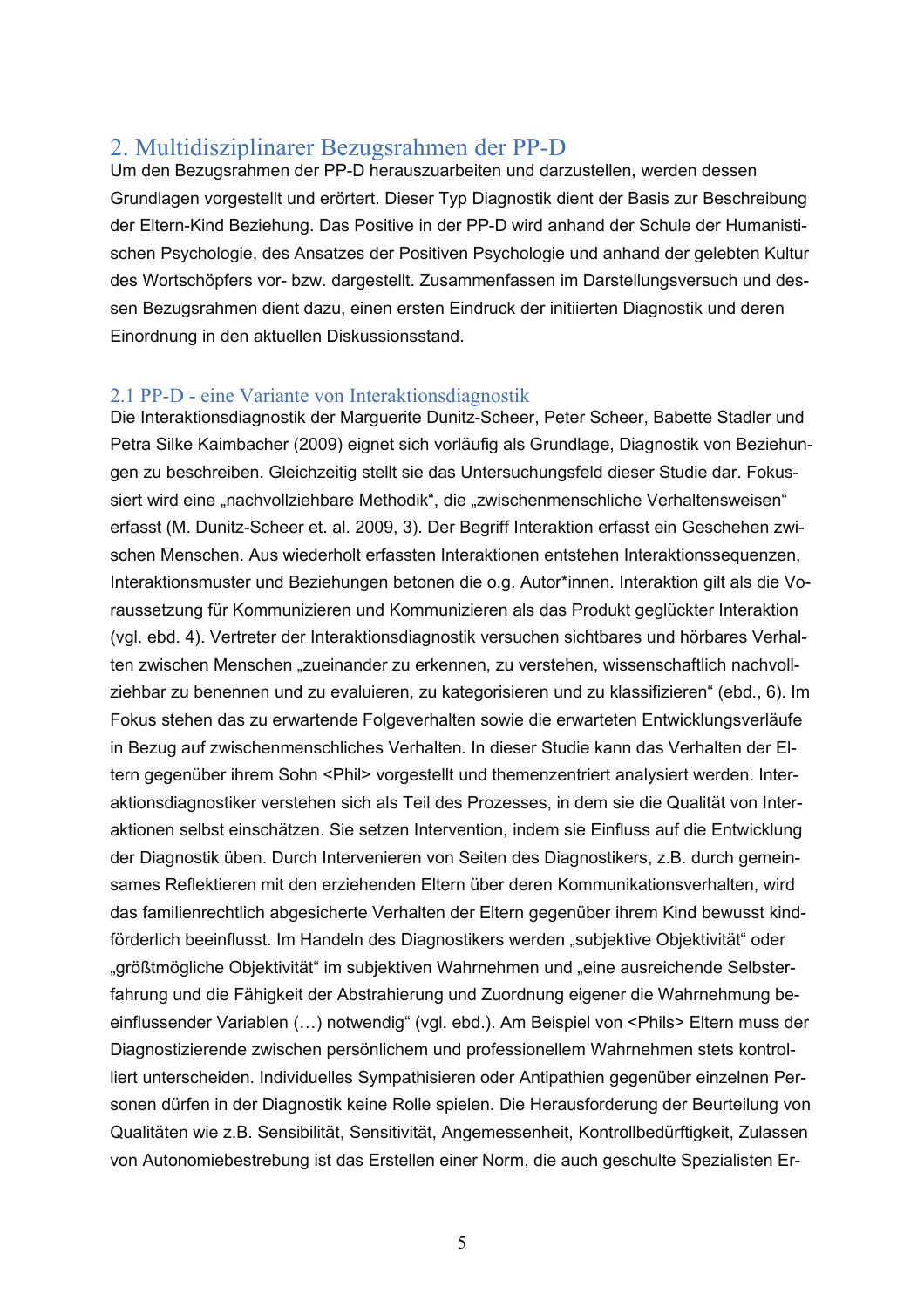## 2. Multidisziplinarer Bezugsrahmen der PP-D

Um den Bezugsrahmen der PP-D herauszuarbeiten und darzustellen, werden dessen Grundlagen vorgestellt und erörtert. Dieser Typ Diagnostik dient der Basis zur Beschreibung der Eltern-Kind Beziehung. Das Positive in der PP-D wird anhand der Schule der Humanistischen Psychologie, des Ansatzes der Positiven Psychologie und anhand der gelebten Kultur des Wortschöpfers vor- bzw. dargestellt. Zusammenfassen im Darstellungsversuch und dessen Bezugsrahmen dient dazu, einen ersten Eindruck der initiierten Diagnostik und deren Einordnung in den aktuellen Diskussionsstand.

### 2.1 PP-D - eine Variante von Interaktionsdiagnostik

Die Interaktionsdiagnostik der Marguerite Dunitz-Scheer, Peter Scheer, Babette Stadler und Petra Silke Kaimbacher (2009) eignet sich vorläufig als Grundlage, Diagnostik von Beziehungen zu beschreiben. Gleichzeitig stellt sie das Untersuchungsfeld dieser Studie dar. Fokussiert wird eine „nachvollziehbare Methodik", die „zwischenmenschliche Verhaltensweisen" erfasst (M. Dunitz-Scheer et. al. 2009, 3). Der Begriff Interaktion erfasst ein Geschehen zwischen Menschen. Aus wiederholt erfassten Interaktionen entstehen Interaktionssequenzen, Interaktionsmuster und Beziehungen betonen die o.g. Autor*innen. Interaktion gilt als die Voraussetzung für Kommunizieren und Kommunizieren als das Produkt geglückter Interaktion (vgl. ebd. 4). Vertreter der Interaktionsdiagnostik versuchen sichtbares und hörbares Verhalten zwischen Menschen „zueinander zu erkennen, zu verstehen, wissenschaftlich nachvollziehbar zu benennen und zu evaluieren, zu kategorisieren und zu klassifizieren" (ebd., 6). Im Fokus stehen das zu erwartende Folgeverhalten sowie die erwarteten Entwicklungsverläufe in Bezug auf zwischenmenschliches Verhalten. In dieser Studie kann das Verhalten der Eltern gegenüber ihrem Sohn <Phil> vorgestellt und themenzentriert analysiert werden. Interaktionsdiagnostiker verstehen sich als Teil des Prozesses, in dem sie die Qualität von Interaktionen selbst einschätzen. Sie setzen Intervention, indem sie Einfluss auf die Entwicklung der Diagnostik üben. Durch Intervenieren von Seiten des Diagnostikers, z.B. durch gemeinsames Reflektieren mit den erziehenden Eltern über deren Kommunikationsverhalten, wird das familienrechtlich abgesicherte Verhalten der Eltern gegenüber ihrem Kind bewusst kindförderlich beeinflusst. Im Handeln des Diagnostikers werden „subjektive Objektivität" oder „größtmögliche Objektivität" im subjektiven Wahrnehmen und „eine ausreichende Selbsterfahrung und die Fähigkeit der Abstrahierung und Zuordnung eigener die Wahrnehmung beeinflussender Variablen (…) notwendig" (vgl. ebd.). Am Beispiel von <Phils> Eltern muss der Diagnostizierende zwischen persönlichem und professionellem Wahrnehmen stets kontrolliert unterscheiden. Individuelles Sympathisieren oder Antipathien gegenüber einzelnen Personen dürfen in der Diagnostik keine Rolle spielen. Die Herausforderung der Beurteilung von Qualitäten wie z.B. Sensibilität, Sensitivität, Angemessenheit, Kontrollbedürftigkeit, Zulassen von Autonomiebestrebung ist das Erstellen einer Norm, die auch geschulte Spezialisten Er-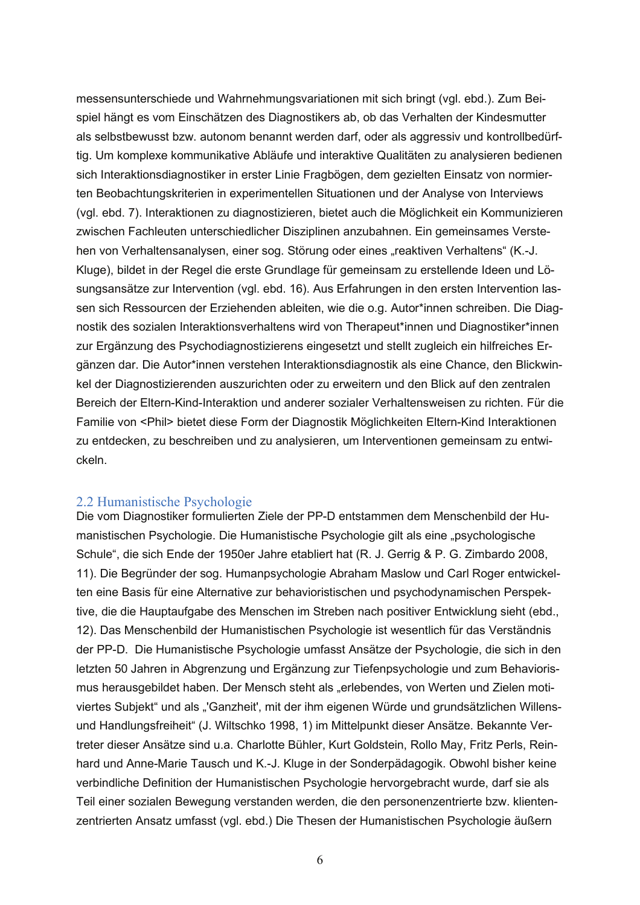messensunterschiede und Wahrnehmungsvariationen mit sich bringt (vgl. ebd.). Zum Beispiel hängt es vom Einschätzen des Diagnostikers ab, ob das Verhalten der Kindesmutter als selbstbewusst bzw. autonom benannt werden darf, oder als aggressiv und kontrollbedürftig. Um komplexe kommunikative Abläufe und interaktive Qualitäten zu analysieren bedienen sich Interaktionsdiagnostiker in erster Linie Fragbögen, dem gezielten Einsatz von normierten Beobachtungskriterien in experimentellen Situationen und der Analyse von Interviews (vgl. ebd. 7). Interaktionen zu diagnostizieren, bietet auch die Möglichkeit ein Kommunizieren zwischen Fachleuten unterschiedlicher Disziplinen anzubahnen. Ein gemeinsames Verstehen von Verhaltensanalysen, einer sog. Störung oder eines „reaktiven Verhaltens" (K.-J. Kluge), bildet in der Regel die erste Grundlage für gemeinsam zu erstellende Ideen und Lösungsansätze zur Intervention (vgl. ebd. 16). Aus Erfahrungen in den ersten Intervention lassen sich Ressourcen der Erziehenden ableiten, wie die o.g. Autor*innen schreiben. Die Diagnostik des sozialen Interaktionsverhaltens wird von Therapeut*innen und Diagnostiker*innen zur Ergänzung des Psychodiagnostizierens eingesetzt und stellt zugleich ein hilfreiches Ergänzen dar. Die Autor*innen verstehen Interaktionsdiagnostik als eine Chance, den Blickwinkel der Diagnostizierenden auszurichten oder zu erweitern und den Blick auf den zentralen Bereich der Eltern-Kind-Interaktion und anderer sozialer Verhaltensweisen zu richten. Für die Familie von <Phil> bietet diese Form der Diagnostik Möglichkeiten Eltern-Kind Interaktionen zu entdecken, zu beschreiben und zu analysieren, um Interventionen gemeinsam zu entwickeln.

## 2.2 Humanistische Psychologie

Die vom Diagnostiker formulierten Ziele der PP-D entstammen dem Menschenbild der Humanistischen Psychologie. Die Humanistische Psychologie gilt als eine „psychologische Schule", die sich Ende der 1950er Jahre etabliert hat (R. J. Gerrig & P. G. Zimbardo 2008, 11). Die Begründer der sog. Humanpsychologie Abraham Maslow und Carl Roger entwickelten eine Basis für eine Alternative zur behavioristischen und psychodynamischen Perspektive, die die Hauptaufgabe des Menschen im Streben nach positiver Entwicklung sieht (ebd., 12). Das Menschenbild der Humanistischen Psychologie ist wesentlich für das Verständnis der PP-D. Die Humanistische Psychologie umfasst Ansätze der Psychologie, die sich in den letzten 50 Jahren in Abgrenzung und Ergänzung zur Tiefenpsychologie und zum Behaviorismus herausgebildet haben. Der Mensch steht als „erlebendes, von Werten und Zielen motiviertes Subjekt" und als „'Ganzheit', mit der ihm eigenen Würde und grundsätzlichen Willens- und Handlungsfreiheit" (J. Wiltschko 1998, 1) im Mittelpunkt dieser Ansätze. Bekannte Vertreter dieser Ansätze sind u.a. Charlotte Bühler, Kurt Goldstein, Rollo May, Fritz Perls, Reinhard und Anne-Marie Tausch und K.-J. Kluge in der Sonderpädagogik. Obwohl bisher keine verbindliche Definition der Humanistischen Psychologie hervorgebracht wurde, darf sie als Teil einer sozialen Bewegung verstanden werden, die den personenzentrierte bzw. klientenzentrierten Ansatz umfasst (vgl. ebd.) Die Thesen der Humanistischen Psychologie äußern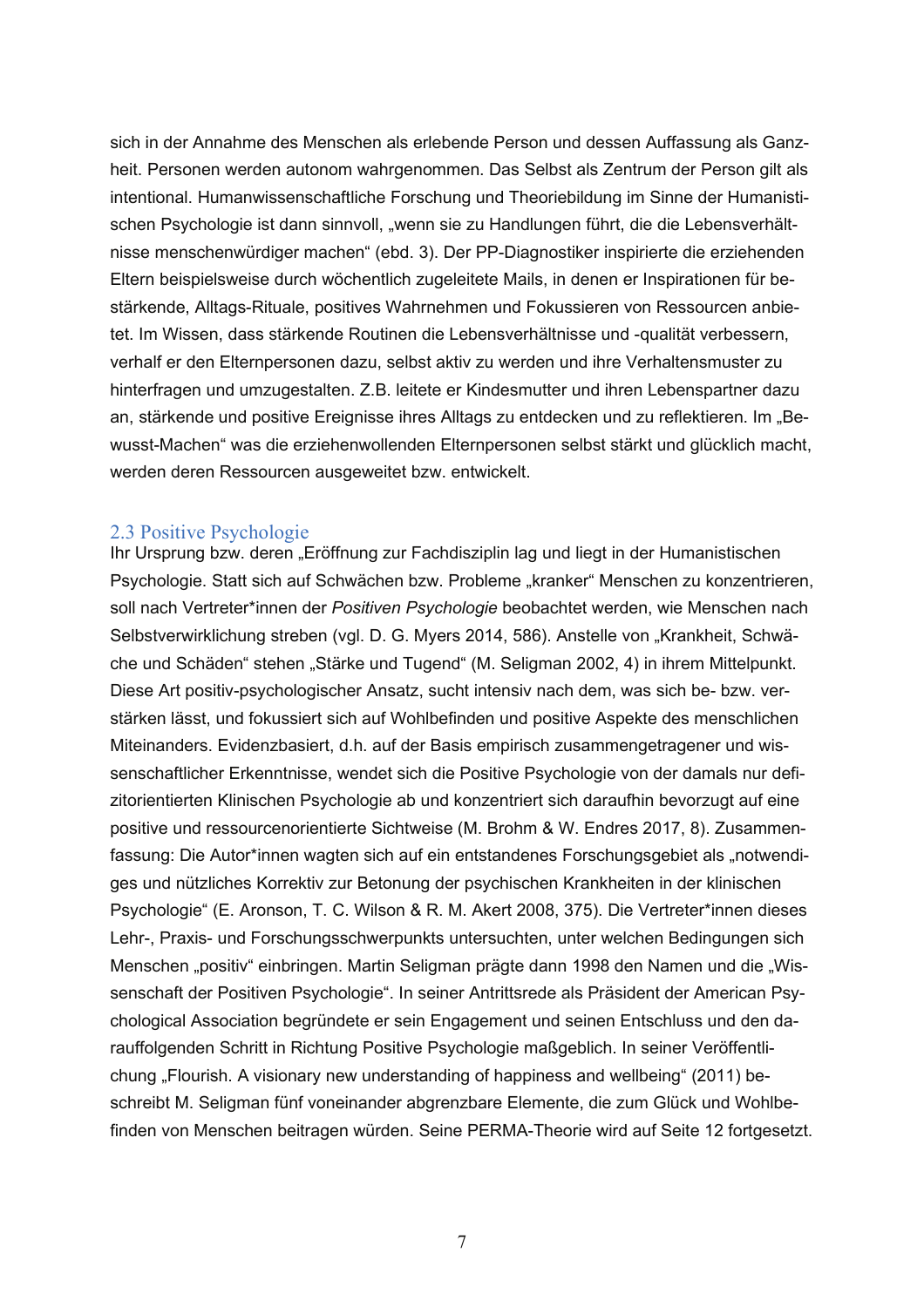sich in der Annahme des Menschen als erlebende Person und dessen Auffassung als Ganzheit. Personen werden autonom wahrgenommen. Das Selbst als Zentrum der Person gilt als intentional. Humanwissenschaftliche Forschung und Theoriebildung im Sinne der Humanistischen Psychologie ist dann sinnvoll, „wenn sie zu Handlungen führt, die die Lebensverhältnisse menschenwürdiger machen“ (ebd. 3). Der PP-Diagnostiker inspirierte die erziehenden Eltern beispielsweise durch wöchentlich zugeleitete Mails, in denen er Inspirationen für bestärkende, Alltags-Rituale, positives Wahrnehmen und Fokussieren von Ressourcen anbietet. Im Wissen, dass stärkende Routinen die Lebensverhältnisse und -qualität verbessern, verhalf er den Elternpersonen dazu, selbst aktiv zu werden und ihre Verhaltensmuster zu hinterfragen und umzugestalten. Z.B. leitete er Kindesmutter und ihren Lebenspartner dazu an, stärkende und positive Ereignisse ihres Alltags zu entdecken und zu reflektieren. Im „Bewusst-Machen“ was die erziehenwollenden Elternpersonen selbst stärkt und glücklich macht, werden deren Ressourcen ausgeweitet bzw. entwickelt.

## 2.3 Positive Psychologie

Ihr Ursprung bzw. deren „Eröffnung zur Fachdisziplin lag und liegt in der Humanistischen Psychologie. Statt sich auf Schwächen bzw. Probleme „kranker“ Menschen zu konzentrieren, soll nach Vertreter*innen der *Positiven Psychologie* beobachtet werden, wie Menschen nach Selbstverwirklichung streben (vgl. D. G. Myers 2014, 586). Anstelle von „Krankheit, Schwäche und Schäden“ stehen „Stärke und Tugend“ (M. Seligman 2002, 4) in ihrem Mittelpunkt. Diese Art positiv-psychologischer Ansatz, sucht intensiv nach dem, was sich be- bzw. verstärken lässt, und fokussiert sich auf Wohlbefinden und positive Aspekte des menschlichen Miteinanders. Evidenzbasiert, d.h. auf der Basis empirisch zusammengetragener und wissenschaftlicher Erkenntnisse, wendet sich die Positive Psychologie von der damals nur defizitorientierten Klinischen Psychologie ab und konzentriert sich daraufhin bevorzugt auf eine positive und ressourcenorientierte Sichtweise (M. Brohm & W. Endres 2017, 8). Zusammenfassung: Die Autor*innen wagten sich auf ein entstandenes Forschungsgebiet als „notwendiges und nützliches Korrektiv zur Betonung der psychischen Krankheiten in der klinischen Psychologie“ (E. Aronson, T. C. Wilson & R. M. Akert 2008, 375). Die Vertreter*innen dieses Lehr-, Praxis- und Forschungsschwerpunkts untersuchten, unter welchen Bedingungen sich Menschen „positiv“ einbringen. Martin Seligman prägte dann 1998 den Namen und die „Wissenschaft der Positiven Psychologie“. In seiner Antrittsrede als Präsident der American Psychological Association begründete er sein Engagement und seinen Entschluss und den darauffolgenden Schritt in Richtung Positive Psychologie maßgeblich. In seiner Veröffentlichung „Flourish. A visionary new understanding of happiness and wellbeing“ (2011) beschreibt M. Seligman fünf voneinander abgrenzbare Elemente, die zum Glück und Wohlbefinden von Menschen beitragen würden. Seine PERMA-Theorie wird auf Seite 12 fortgesetzt.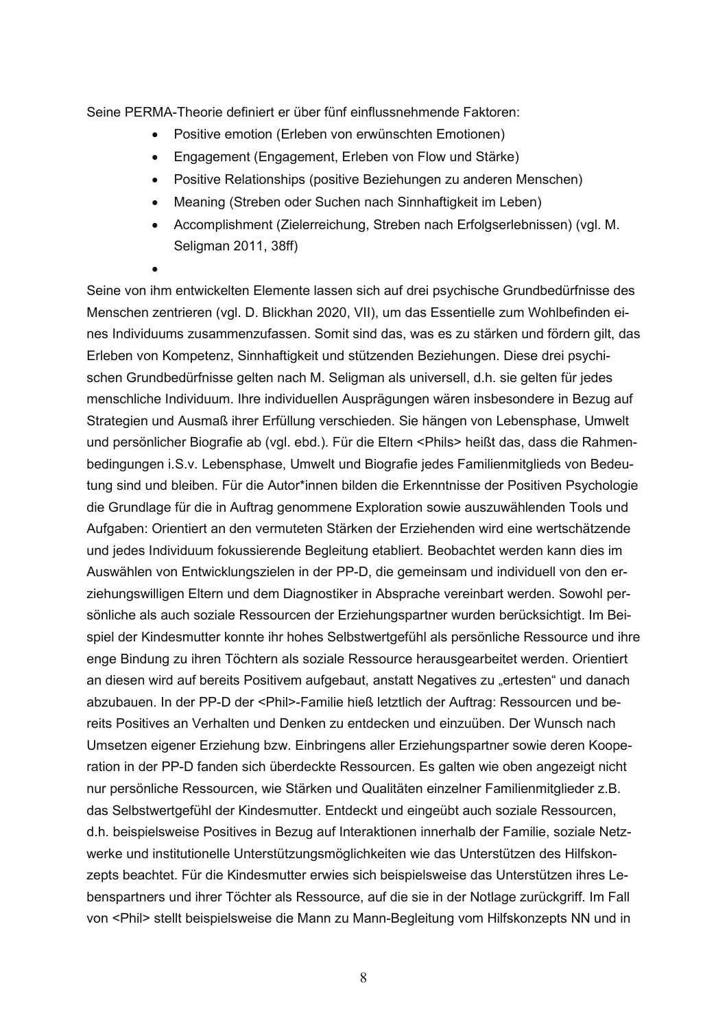Seine PERMA-Theorie definiert er über fünf einflussnehmende Faktoren:

- Positive emotion (Erleben von erwünschten Emotionen)
- Engagement (Engagement, Erleben von Flow und Stärke)
- Positive Relationships (positive Beziehungen zu anderen Menschen)
- Meaning (Streben oder Suchen nach Sinnhaftigkeit im Leben)
- Accomplishment (Zielerreichung, Streben nach Erfolgserlebnissen) (vgl. M. Seligman 2011, 38ff)
-

Seine von ihm entwickelten Elemente lassen sich auf drei psychische Grundbedürfnisse des Menschen zentrieren (vgl. D. Blickhan 2020, VII), um das Essentielle zum Wohlbefinden eines Individuums zusammenzufassen. Somit sind das, was es zu stärken und fördern gilt, das Erleben von Kompetenz, Sinnhaftigkeit und stützenden Beziehungen. Diese drei psychischen Grundbedürfnisse gelten nach M. Seligman als universell, d.h. sie gelten für jedes menschliche Individuum. Ihre individuellen Ausprägungen wären insbesondere in Bezug auf Strategien und Ausmaß ihrer Erfüllung verschieden. Sie hängen von Lebensphase, Umwelt und persönlicher Biografie ab (vgl. ebd.). Für die Eltern <Phils> heißt das, dass die Rahmenbedingungen i.S.v. Lebensphase, Umwelt und Biografie jedes Familienmitglieds von Bedeutung sind und bleiben. Für die Autor*innen bilden die Erkenntnisse der Positiven Psychologie die Grundlage für die in Auftrag genommene Exploration sowie auszuwählenden Tools und Aufgaben: Orientiert an den vermuteten Stärken der Erziehenden wird eine wertschätzende und jedes Individuum fokussierende Begleitung etabliert. Beobachtet werden kann dies im Auswählen von Entwicklungszielen in der PP-D, die gemeinsam und individuell von den erziehungswilligen Eltern und dem Diagnostiker in Absprache vereinbart werden. Sowohl persönliche als auch soziale Ressourcen der Erziehungspartner wurden berücksichtigt. Im Beispiel der Kindesmutter konnte ihr hohes Selbstwertgefühl als persönliche Ressource und ihre enge Bindung zu ihren Töchtern als soziale Ressource herausgearbeitet werden. Orientiert an diesen wird auf bereits Positivem aufgebaut, anstatt Negatives zu „ertesten" und danach abzubauen. In der PP-D der <Phil>-Familie hieß letztlich der Auftrag: Ressourcen und bereits Positives an Verhalten und Denken zu entdecken und einzuüben. Der Wunsch nach Umsetzen eigener Erziehung bzw. Einbringens aller Erziehungspartner sowie deren Kooperation in der PP-D fanden sich überdeckte Ressourcen. Es galten wie oben angezeigt nicht nur persönliche Ressourcen, wie Stärken und Qualitäten einzelner Familienmitglieder z.B. das Selbstwertgefühl der Kindesmutter. Entdeckt und eingeübt auch soziale Ressourcen, d.h. beispielsweise Positives in Bezug auf Interaktionen innerhalb der Familie, soziale Netzwerke und institutionelle Unterstützungsmöglichkeiten wie das Unterstützen des Hilfskonzepts beachtet. Für die Kindesmutter erwies sich beispielsweise das Unterstützen ihres Lebenspartners und ihrer Töchter als Ressource, auf die sie in der Notlage zurückgriff. Im Fall von <Phil> stellt beispielsweise die Mann zu Mann-Begleitung vom Hilfskonzepts NN und in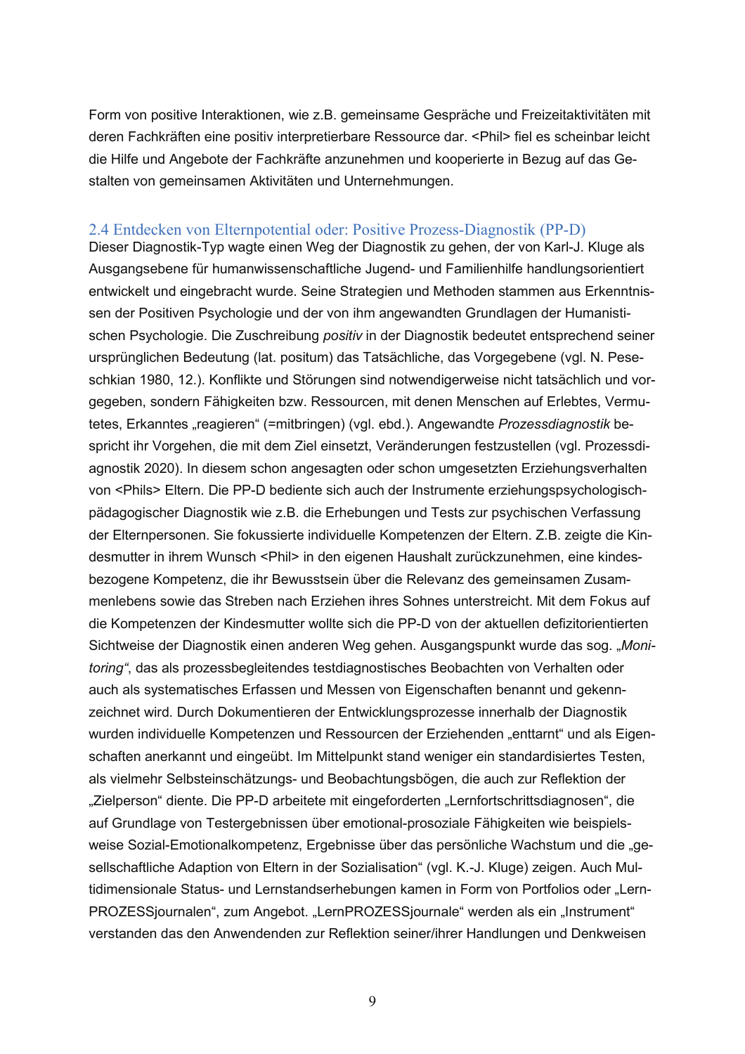Form von positive Interaktionen, wie z.B. gemeinsame Gespräche und Freizeitaktivitäten mit deren Fachkräften eine positiv interpretierbare Ressource dar. <Phil> fiel es scheinbar leicht die Hilfe und Angebote der Fachkräfte anzunehmen und kooperierte in Bezug auf das Gestalten von gemeinsamen Aktivitäten und Unternehmungen.

## 2.4 Entdecken von Elternpotential oder: Positive Prozess-Diagnostik (PP-D)

Dieser Diagnostik-Typ wagte einen Weg der Diagnostik zu gehen, der von Karl-J. Kluge als Ausgangsebene für humanwissenschaftliche Jugend- und Familienhilfe handlungsorientiert entwickelt und eingebracht wurde. Seine Strategien und Methoden stammen aus Erkenntnissen der Positiven Psychologie und der von ihm angewandten Grundlagen der Humanistischen Psychologie. Die Zuschreibung *positiv* in der Diagnostik bedeutet entsprechend seiner ursprünglichen Bedeutung (lat. positum) das Tatsächliche, das Vorgegebene (vgl. N. Peseschkian 1980, 12.). Konflikte und Störungen sind notwendigerweise nicht tatsächlich und vorgegeben, sondern Fähigkeiten bzw. Ressourcen, mit denen Menschen auf Erlebtes, Vermutetes, Erkanntes „reagieren" (=mitbringen) (vgl. ebd.). Angewandte *Prozessdiagnostik* bespricht ihr Vorgehen, die mit dem Ziel einsetzt, Veränderungen festzustellen (vgl. Prozessdiagnostik 2020). In diesem schon angesagten oder schon umgesetzten Erziehungsverhalten von <Phils> Eltern. Die PP-D bediente sich auch der Instrumente erziehungspsychologisch-pädagogischer Diagnostik wie z.B. die Erhebungen und Tests zur psychischen Verfassung der Elternpersonen. Sie fokussierte individuelle Kompetenzen der Eltern. Z.B. zeigte die Kindesmutter in ihrem Wunsch <Phil> in den eigenen Haushalt zurückzunehmen, eine kindesbezogene Kompetenz, die ihr Bewusstsein über die Relevanz des gemeinsamen Zusammenlebens sowie das Streben nach Erziehen ihres Sohnes unterstreicht. Mit dem Fokus auf die Kompetenzen der Kindesmutter wollte sich die PP-D von der aktuellen defizitorientierten Sichtweise der Diagnostik einen anderen Weg gehen. Ausgangspunkt wurde das sog. „*Monitoring*", das als prozessbegleitendes testdiagnostisches Beobachten von Verhalten oder auch als systematisches Erfassen und Messen von Eigenschaften benannt und gekennzeichnet wird. Durch Dokumentieren der Entwicklungsprozesse innerhalb der Diagnostik wurden individuelle Kompetenzen und Ressourcen der Erziehenden „enttarnt" und als Eigenschaften anerkannt und eingeübt. Im Mittelpunkt stand weniger ein standardisiertes Testen, als vielmehr Selbsteinschätzungs- und Beobachtungsbögen, die auch zur Reflektion der „Zielperson" diente. Die PP-D arbeitete mit eingeforderten „Lernfortschrittsdiagnosen", die auf Grundlage von Testergebnissen über emotional-prosoziale Fähigkeiten wie beispielsweise Sozial-Emotionalkompetenz, Ergebnisse über das persönliche Wachstum und die „gesellschaftliche Adaption von Eltern in der Sozialisation" (vgl. K.-J. Kluge) zeigen. Auch Multidimensionale Status- und Lernstandserhebungen kamen in Form von Portfolios oder „LernPROZESSjournalen", zum Angebot. „LernPROZESSjournale" werden als ein „Instrument" verstanden das den Anwendenden zur Reflektion seiner/ihrer Handlungen und Denkweisen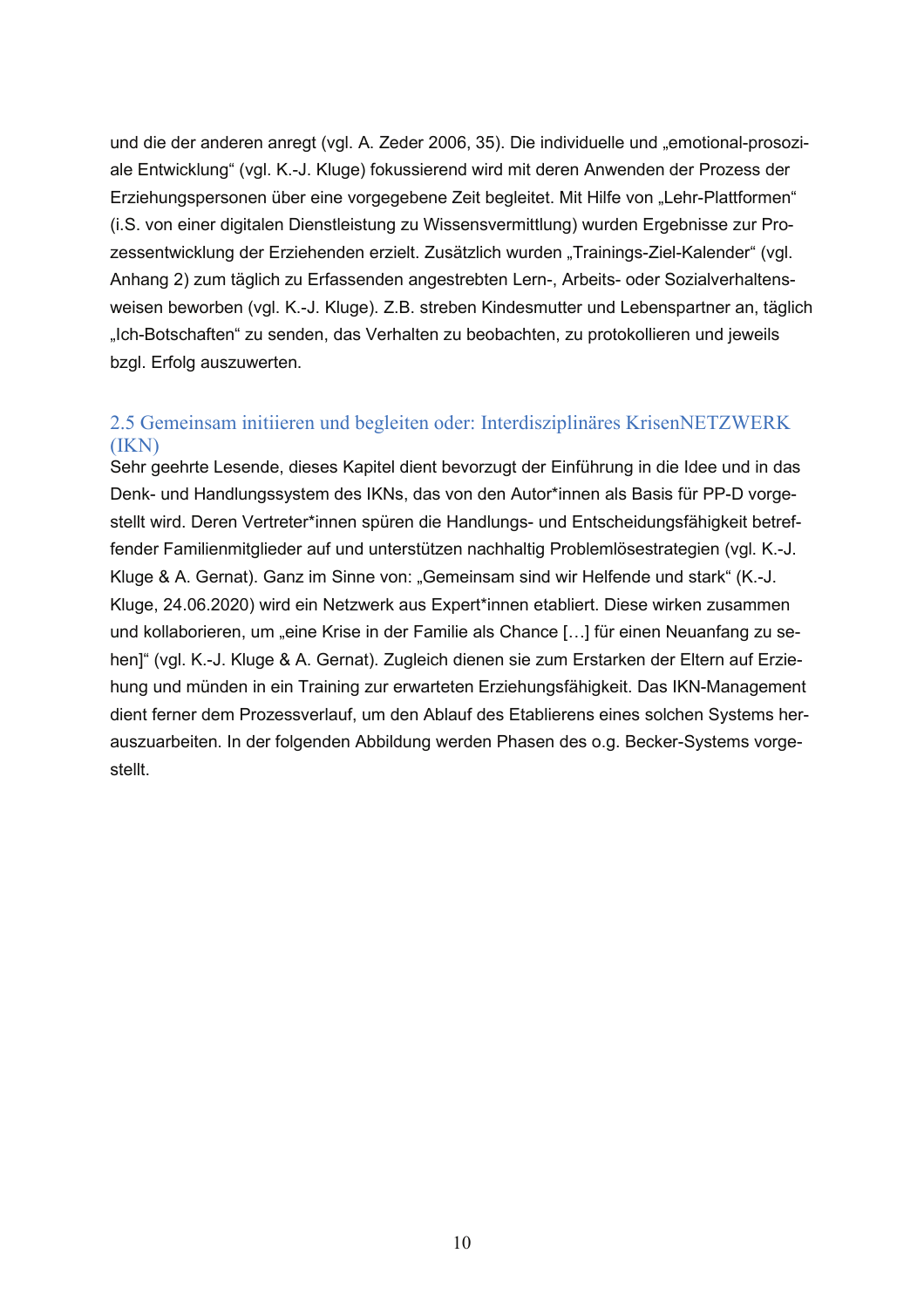und die der anderen anregt (vgl. A. Zeder 2006, 35). Die individuelle und „emotional-prosoziale Entwicklung“ (vgl. K.-J. Kluge) fokussierend wird mit deren Anwenden der Prozess der Erziehungspersonen über eine vorgegebene Zeit begleitet. Mit Hilfe von „Lehr-Plattformen“ (i.S. von einer digitalen Dienstleistung zu Wissensvermittlung) wurden Ergebnisse zur Prozessentwicklung der Erziehenden erzielt. Zusätzlich wurden „Trainings-Ziel-Kalender“ (vgl. Anhang 2) zum täglich zu Erfassenden angestrebten Lern-, Arbeits- oder Sozialverhaltensweisen beworben (vgl. K.-J. Kluge). Z.B. streben Kindesmutter und Lebenspartner an, täglich „Ich-Botschaften“ zu senden, das Verhalten zu beobachten, zu protokollieren und jeweils bzgl. Erfolg auszuwerten.

## 2.5 Gemeinsam initiieren und begleiten oder: Interdisziplinäres KrisenNETZWERK (IKN)

Sehr geehrte Lesende, dieses Kapitel dient bevorzugt der Einführung in die Idee und in das Denk- und Handlungssystem des IKNs, das von den Autor*innen als Basis für PP-D vorgestellt wird. Deren Vertreter*innen spüren die Handlungs- und Entscheidungsfähigkeit betreffender Familienmitglieder auf und unterstützen nachhaltig Problemlösestrategien (vgl. K.-J. Kluge & A. Gernat). Ganz im Sinne von: „Gemeinsam sind wir Helfende und stark“ (K.-J. Kluge, 24.06.2020) wird ein Netzwerk aus Expert*innen etabliert. Diese wirken zusammen und kollaborieren, um „eine Krise in der Familie als Chance […] für einen Neuanfang zu sehen]“ (vgl. K.-J. Kluge & A. Gernat). Zugleich dienen sie zum Erstarken der Eltern auf Erziehung und münden in ein Training zur erwarteten Erziehungsfähigkeit. Das IKN-Management dient ferner dem Prozessverlauf, um den Ablauf des Etablierens eines solchen Systems herauszuarbeiten. In der folgenden Abbildung werden Phasen des o.g. Becker-Systems vorgestellt.